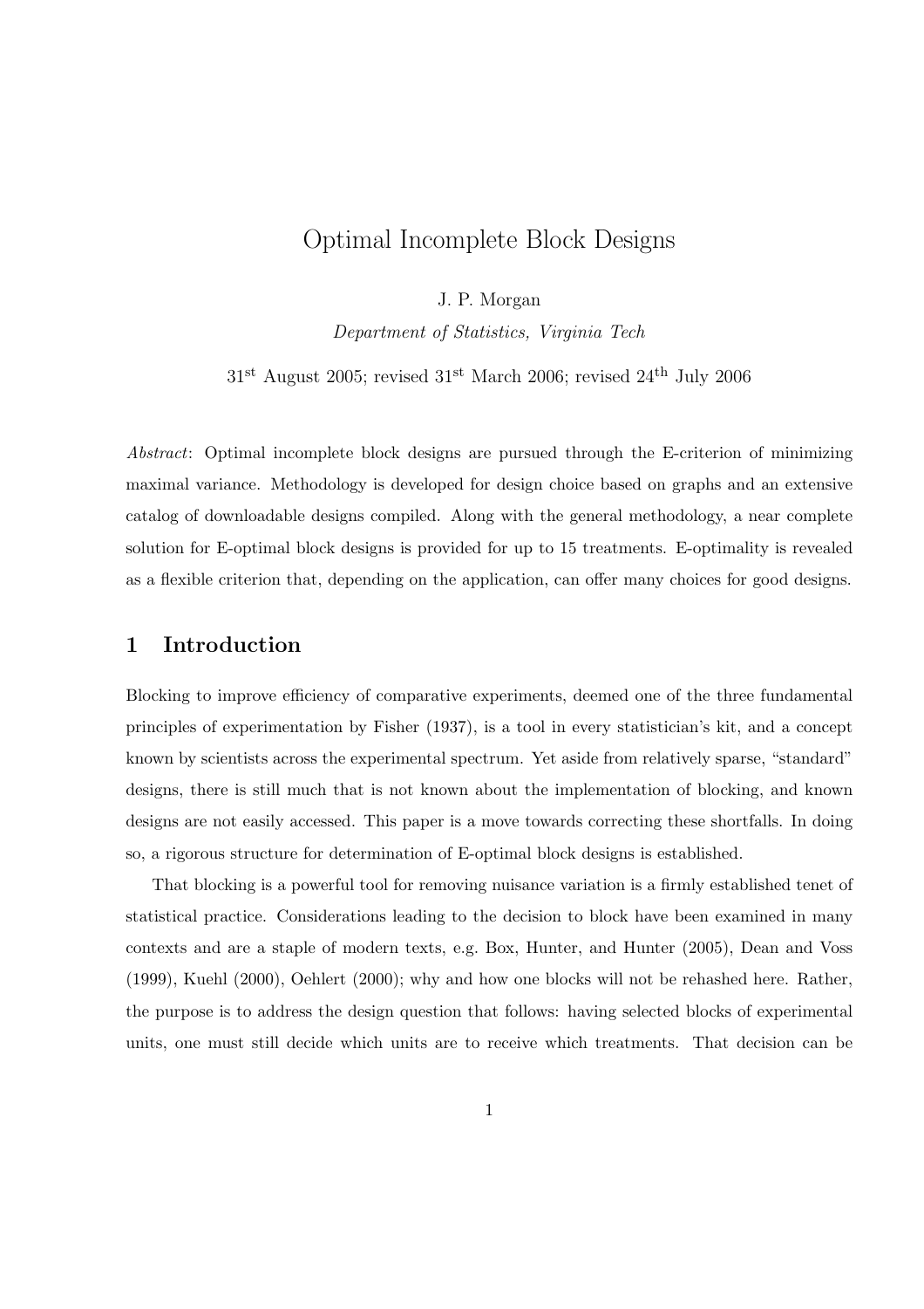# Optimal Incomplete Block Designs

J. P. Morgan

*Department of Statistics, Virginia Tech*

31$^{\text{st}}$ August 2005; revised 31$^{\text{st}}$ March 2006; revised 24$^{\text{th}}$ July 2006

*Abstract*: Optimal incomplete block designs are pursued through the E-criterion of minimizing maximal variance. Methodology is developed for design choice based on graphs and an extensive catalog of downloadable designs compiled. Along with the general methodology, a near complete solution for E-optimal block designs is provided for up to 15 treatments. E-optimality is revealed as a flexible criterion that, depending on the application, can offer many choices for good designs.

## 1 Introduction

Blocking to improve efficiency of comparative experiments, deemed one of the three fundamental principles of experimentation by Fisher (1937), is a tool in every statistician's kit, and a concept known by scientists across the experimental spectrum. Yet aside from relatively sparse, "standard" designs, there is still much that is not known about the implementation of blocking, and known designs are not easily accessed. This paper is a move towards correcting these shortfalls. In doing so, a rigorous structure for determination of E-optimal block designs is established.

That blocking is a powerful tool for removing nuisance variation is a firmly established tenet of statistical practice. Considerations leading to the decision to block have been examined in many contexts and are a staple of modern texts, e.g. Box, Hunter, and Hunter (2005), Dean and Voss (1999), Kuehl (2000), Oehlert (2000); why and how one blocks will not be rehashed here. Rather, the purpose is to address the design question that follows: having selected blocks of experimental units, one must still decide which units are to receive which treatments. That decision can be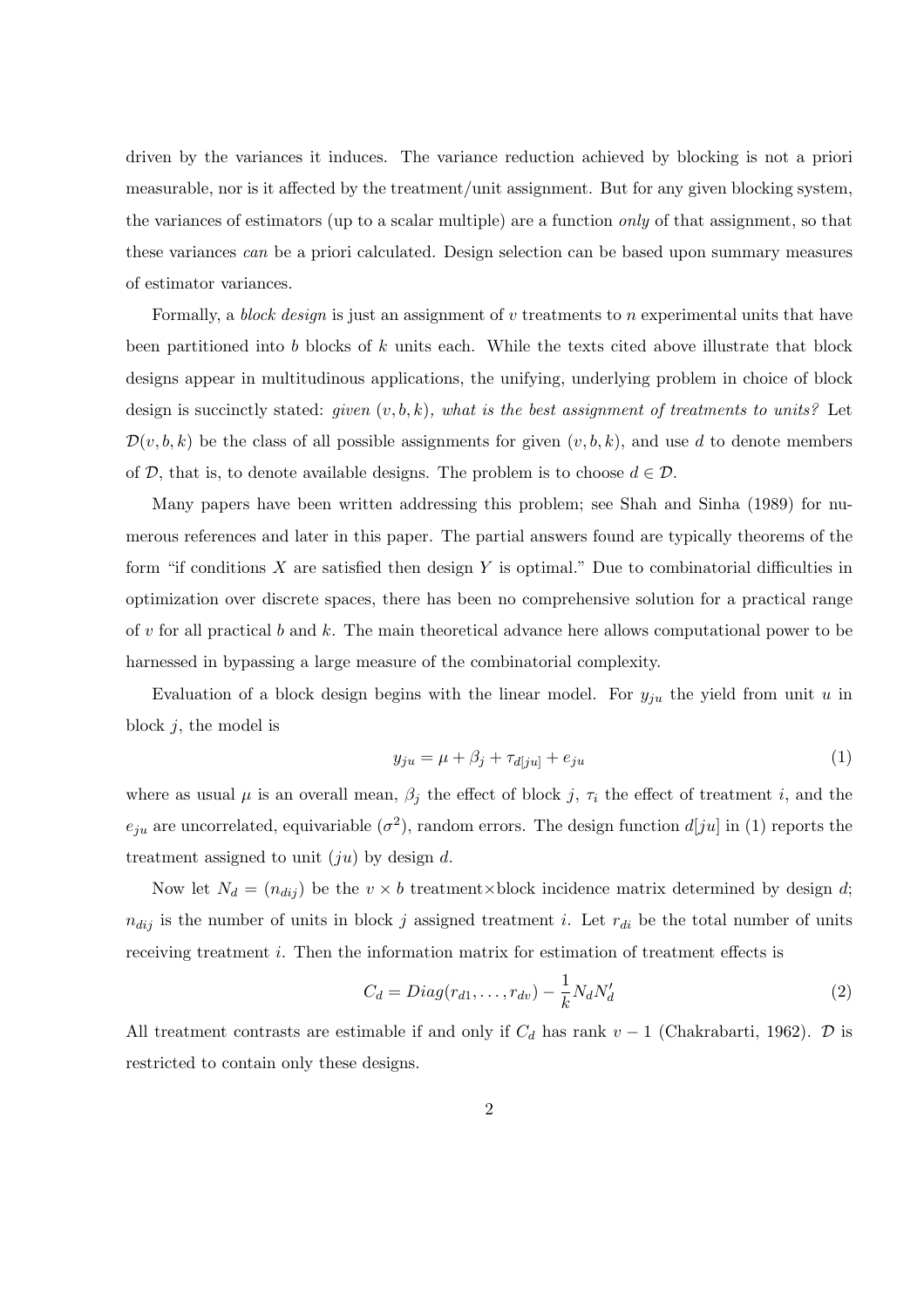driven by the variances it induces. The variance reduction achieved by blocking is not a priori measurable, nor is it affected by the treatment/unit assignment. But for any given blocking system, the variances of estimators (up to a scalar multiple) are a function *only* of that assignment, so that these variances *can* be a priori calculated. Design selection can be based upon summary measures of estimator variances.

Formally, a *block design* is just an assignment of $v$ treatments to $n$ experimental units that have been partitioned into $b$ blocks of $k$ units each. While the texts cited above illustrate that block designs appear in multitudinous applications, the unifying, underlying problem in choice of block design is succinctly stated: *given* $(v, b, k)$*, what is the best assignment of treatments to units?* Let $\mathcal{D}(v, b, k)$ be the class of all possible assignments for given $(v, b, k)$, and use $d$ to denote members of $\mathcal{D}$, that is, to denote available designs. The problem is to choose $d \in \mathcal{D}$.

Many papers have been written addressing this problem; see Shah and Sinha (1989) for numerous references and later in this paper. The partial answers found are typically theorems of the form "if conditions $X$ are satisfied then design $Y$ is optimal." Due to combinatorial difficulties in optimization over discrete spaces, there has been no comprehensive solution for a practical range of $v$ for all practical $b$ and $k$. The main theoretical advance here allows computational power to be harnessed in bypassing a large measure of the combinatorial complexity.

Evaluation of a block design begins with the linear model. For $y_{ju}$ the yield from unit $u$ in block $j$, the model is

$$y_{ju} = \mu + \beta_j + \tau_{d[ju]} + e_{ju} \tag{1}$$

where as usual $\mu$ is an overall mean, $\beta_j$ the effect of block $j$, $\tau_i$ the effect of treatment $i$, and the $e_{ju}$ are uncorrelated, equivariable ($\sigma^2$), random errors. The design function $d[ju]$ in (1) reports the treatment assigned to unit $(ju)$ by design $d$.

Now let $N_d = (n_{dij})$ be the $v \times b$ treatment$\times$block incidence matrix determined by design $d$; $n_{dij}$ is the number of units in block $j$ assigned treatment $i$. Let $r_{di}$ be the total number of units receiving treatment $i$. Then the information matrix for estimation of treatment effects is

$$C_d = Diag(r_{d1}, \ldots, r_{dv}) - \frac{1}{k} N_d N_d' \tag{2}$$

All treatment contrasts are estimable if and only if $C_d$ has rank $v - 1$ (Chakrabarti, 1962). $\mathcal{D}$ is restricted to contain only these designs.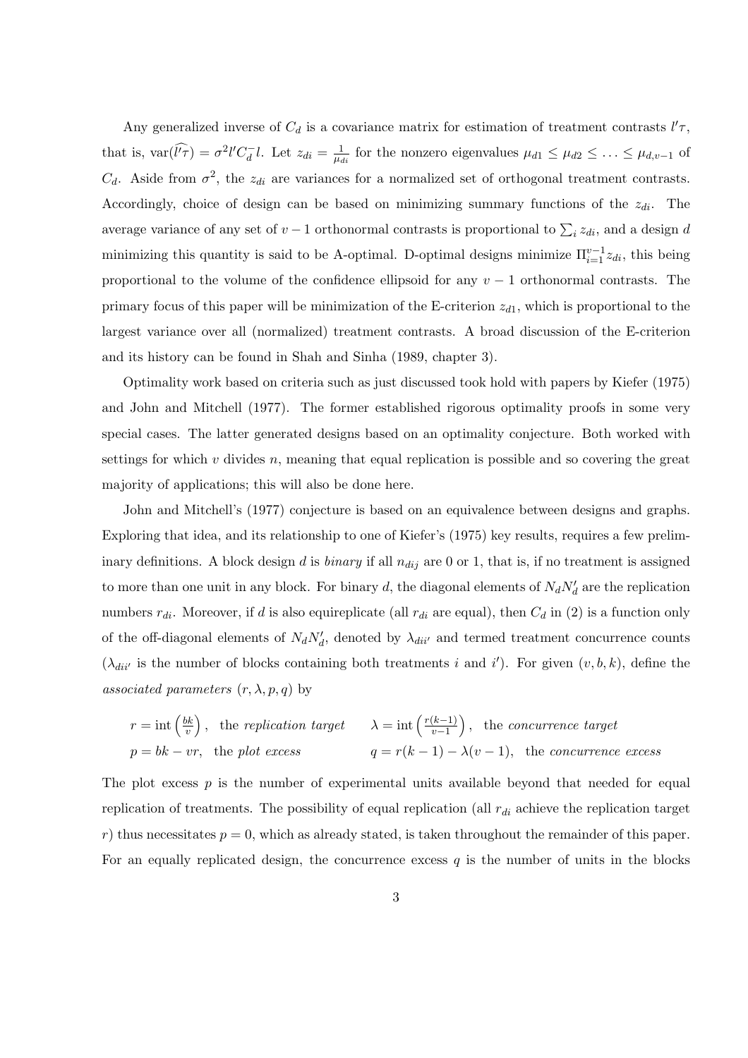Any generalized inverse of $C_d$ is a covariance matrix for estimation of treatment contrasts $l'\tau$, that is, $\text{var}(\widehat{l'\tau}) = \sigma^2 l' C_d^- l$. Let $z_{di} = \frac{1}{\mu_{di}}$ for the nonzero eigenvalues $\mu_{d1} \leq \mu_{d2} \leq \ldots \leq \mu_{d,v-1}$ of $C_d$. Aside from $\sigma^2$, the $z_{di}$ are variances for a normalized set of orthogonal treatment contrasts. Accordingly, choice of design can be based on minimizing summary functions of the $z_{di}$. The average variance of any set of $v-1$ orthonormal contrasts is proportional to $\sum_i z_{di}$, and a design $d$ minimizing this quantity is said to be A-optimal. D-optimal designs minimize $\Pi_{i=1}^{v-1} z_{di}$, this being proportional to the volume of the confidence ellipsoid for any $v-1$ orthonormal contrasts. The primary focus of this paper will be minimization of the E-criterion $z_{d1}$, which is proportional to the largest variance over all (normalized) treatment contrasts. A broad discussion of the E-criterion and its history can be found in Shah and Sinha (1989, chapter 3).

Optimality work based on criteria such as just discussed took hold with papers by Kiefer (1975) and John and Mitchell (1977). The former established rigorous optimality proofs in some very special cases. The latter generated designs based on an optimality conjecture. Both worked with settings for which $v$ divides $n$, meaning that equal replication is possible and so covering the great majority of applications; this will also be done here.

John and Mitchell's (1977) conjecture is based on an equivalence between designs and graphs. Exploring that idea, and its relationship to one of Kiefer's (1975) key results, requires a few preliminary definitions. A block design $d$ is *binary* if all $n_{dij}$ are 0 or 1, that is, if no treatment is assigned to more than one unit in any block. For binary $d$, the diagonal elements of $N_d N_d'$ are the replication numbers $r_{di}$. Moreover, if $d$ is also equireplicate (all $r_{di}$ are equal), then $C_d$ in (2) is a function only of the off-diagonal elements of $N_d N_d'$, denoted by $\lambda_{dii'}$ and termed treatment concurrence counts ($\lambda_{dii'}$ is the number of blocks containing both treatments $i$ and $i'$). For given $(v, b, k)$, define the *associated parameters* $(r, \lambda, p, q)$ by

$$r = \text{int}\left(\frac{bk}{v}\right), \quad \text{the } \textit{replication target} \qquad \lambda = \text{int}\left(\frac{r(k-1)}{v-1}\right), \quad \text{the } \textit{concurrence target}$$

$$p = bk - vr, \quad \text{the } \textit{plot excess} \qquad q = r(k-1) - \lambda(v-1), \quad \text{the } \textit{concurrence excess}$$

The plot excess $p$ is the number of experimental units available beyond that needed for equal replication of treatments. The possibility of equal replication (all $r_{di}$ achieve the replication target $r$) thus necessitates $p = 0$, which as already stated, is taken throughout the remainder of this paper. For an equally replicated design, the concurrence excess $q$ is the number of units in the blocks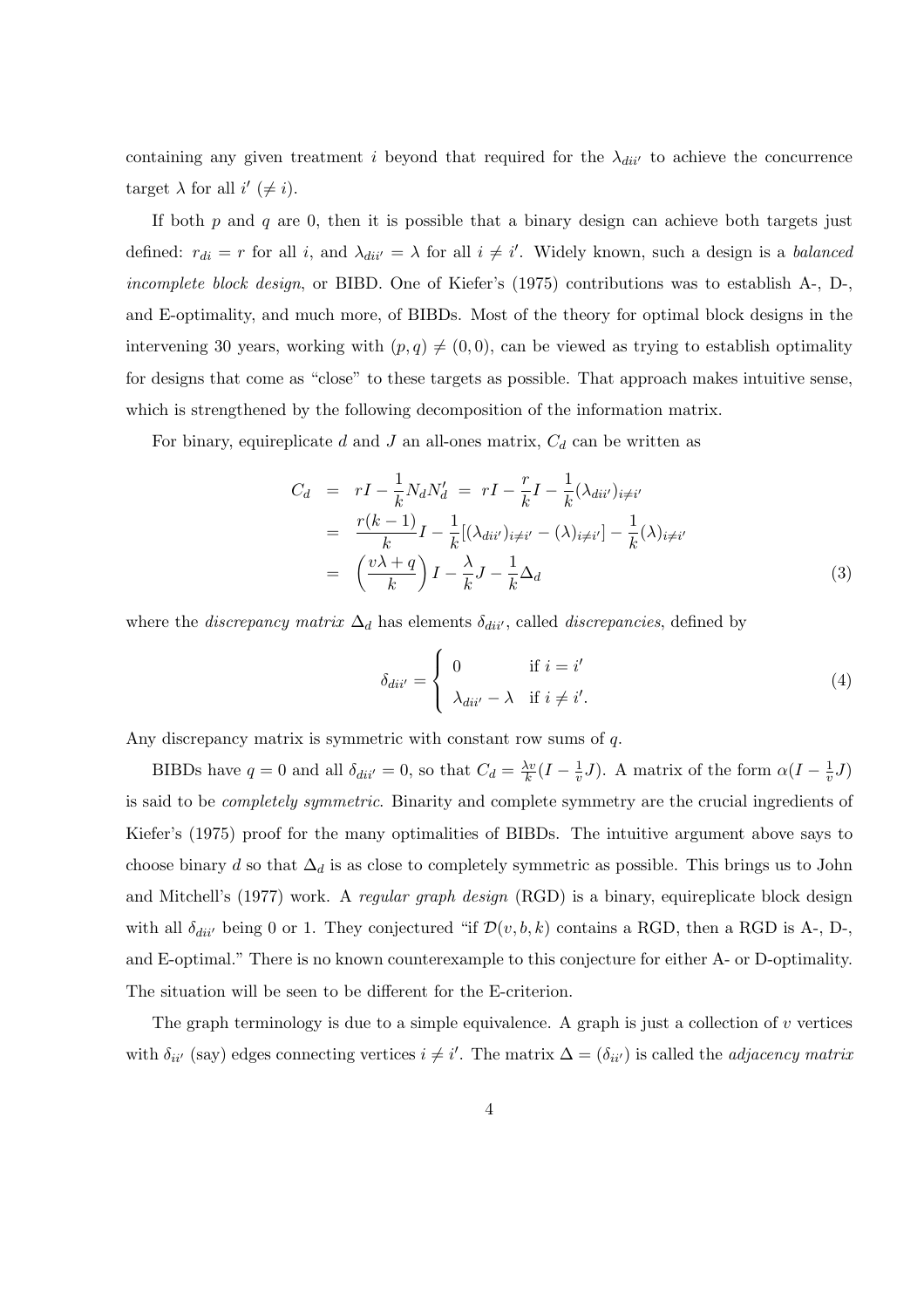containing any given treatment $i$ beyond that required for the $\lambda_{dii'}$ to achieve the concurrence target $\lambda$ for all $i'$ $(\neq i)$.

If both $p$ and $q$ are 0, then it is possible that a binary design can achieve both targets just defined: $r_{di} = r$ for all $i$, and $\lambda_{dii'} = \lambda$ for all $i \neq i'$. Widely known, such a design is a *balanced incomplete block design*, or BIBD. One of Kiefer's (1975) contributions was to establish A-, D-, and E-optimality, and much more, of BIBDs. Most of the theory for optimal block designs in the intervening 30 years, working with $(p, q) \neq (0, 0)$, can be viewed as trying to establish optimality for designs that come as "close" to these targets as possible. That approach makes intuitive sense, which is strengthened by the following decomposition of the information matrix.

For binary, equireplicate $d$ and $J$ an all-ones matrix, $C_d$ can be written as

$$
\begin{aligned}
C_d &= rI - \frac{1}{k}N_d N_d' \;=\; rI - \frac{r}{k}I - \frac{1}{k}(\lambda_{dii'})_{i\neq i'} \\
&= \frac{r(k-1)}{k}I - \frac{1}{k}[(\lambda_{dii'})_{i\neq i'} - (\lambda)_{i\neq i'}] - \frac{1}{k}(\lambda)_{i\neq i'} \\
&= \left(\frac{v\lambda + q}{k}\right)I - \frac{\lambda}{k}J - \frac{1}{k}\Delta_d
\end{aligned} \tag{3}
$$

where the *discrepancy matrix* $\Delta_d$ has elements $\delta_{dii'}$, called *discrepancies*, defined by

$$
\delta_{dii'} = \begin{cases} 0 & \text{if } i = i' \\ \lambda_{dii'} - \lambda & \text{if } i \neq i'. \end{cases} \tag{4}
$$

Any discrepancy matrix is symmetric with constant row sums of $q$.

BIBDs have $q = 0$ and all $\delta_{dii'} = 0$, so that $C_d = \frac{\lambda v}{k}(I - \frac{1}{v}J)$. A matrix of the form $\alpha(I - \frac{1}{v}J)$ is said to be *completely symmetric*. Binarity and complete symmetry are the crucial ingredients of Kiefer's (1975) proof for the many optimalities of BIBDs. The intuitive argument above says to choose binary $d$ so that $\Delta_d$ is as close to completely symmetric as possible. This brings us to John and Mitchell's (1977) work. A *regular graph design* (RGD) is a binary, equireplicate block design with all $\delta_{dii'}$ being 0 or 1. They conjectured "if $\mathcal{D}(v, b, k)$ contains a RGD, then a RGD is A-, D-, and E-optimal." There is no known counterexample to this conjecture for either A- or D-optimality. The situation will be seen to be different for the E-criterion.

The graph terminology is due to a simple equivalence. A graph is just a collection of $v$ vertices with $\delta_{ii'}$ (say) edges connecting vertices $i \neq i'$. The matrix $\Delta = (\delta_{ii'})$ is called the *adjacency matrix*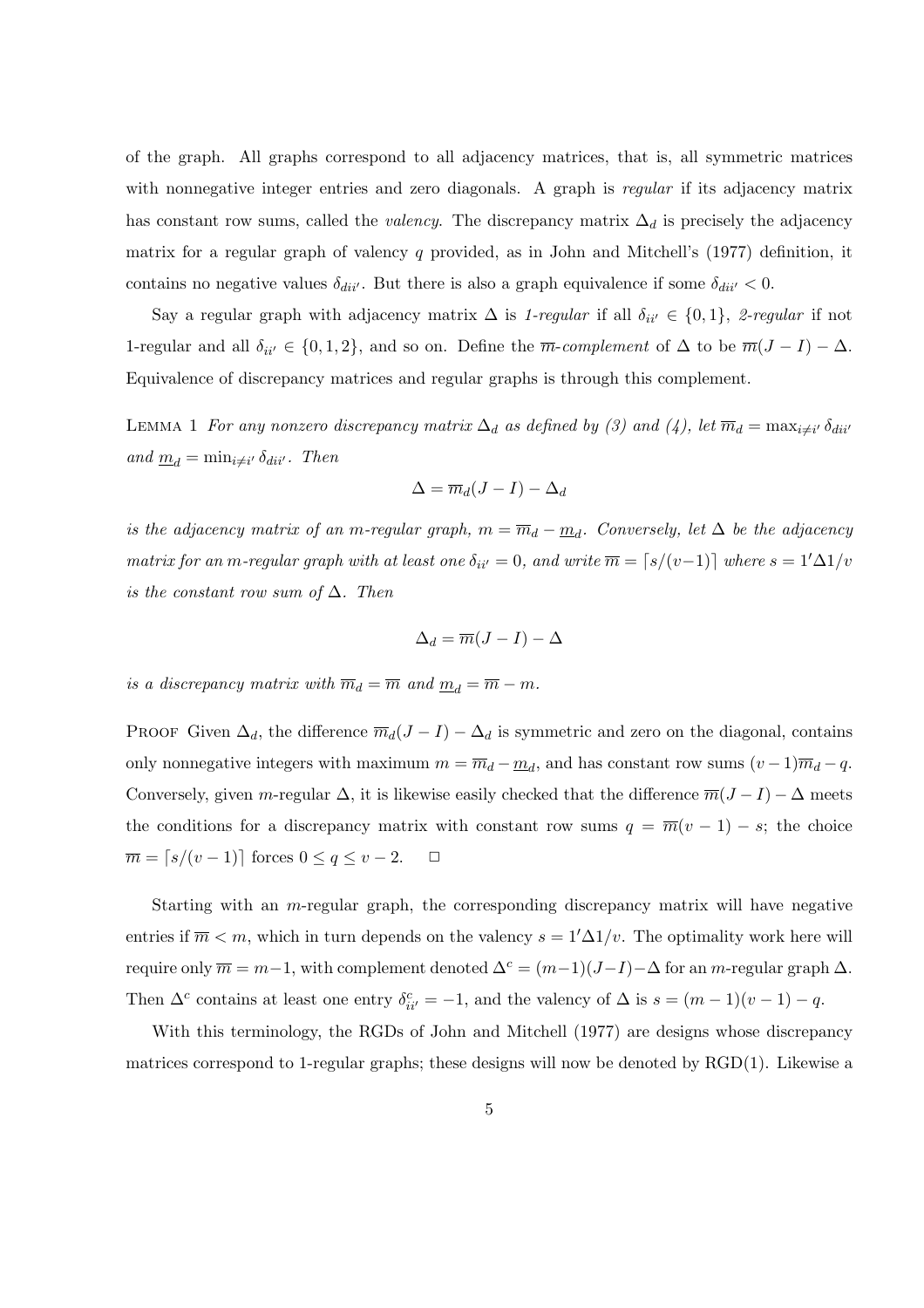of the graph. All graphs correspond to all adjacency matrices, that is, all symmetric matrices with nonnegative integer entries and zero diagonals. A graph is *regular* if its adjacency matrix has constant row sums, called the *valency*. The discrepancy matrix $\Delta_d$ is precisely the adjacency matrix for a regular graph of valency $q$ provided, as in John and Mitchell's (1977) definition, it contains no negative values $\delta_{dii'}$. But there is also a graph equivalence if some $\delta_{dii'} < 0$.

Say a regular graph with adjacency matrix $\Delta$ is *1-regular* if all $\delta_{ii'} \in \{0, 1\}$, *2-regular* if not 1-regular and all $\delta_{ii'} \in \{0, 1, 2\}$, and so on. Define the *$\overline{m}$-complement* of $\Delta$ to be $\overline{m}(J - I) - \Delta$. Equivalence of discrepancy matrices and regular graphs is through this complement.

LEMMA 1 *For any nonzero discrepancy matrix $\Delta_d$ as defined by (3) and (4), let $\overline{m}_d = \max_{i \neq i'} \delta_{dii'}$ and $\underline{m}_d = \min_{i \neq i'} \delta_{dii'}$. Then*

$$\Delta = \overline{m}_d(J - I) - \Delta_d$$

*is the adjacency matrix of an m-regular graph, $m = \overline{m}_d - \underline{m}_d$. Conversely, let $\Delta$ be the adjacency matrix for an m-regular graph with at least one $\delta_{ii'} = 0$, and write $\overline{m} = \lceil s/(v-1) \rceil$ where $s = 1'\Delta 1/v$ is the constant row sum of $\Delta$. Then*

$$\Delta_d = \overline{m}(J - I) - \Delta$$

*is a discrepancy matrix with $\overline{m}_d = \overline{m}$ and $\underline{m}_d = \overline{m} - m$.*

PROOF Given $\Delta_d$, the difference $\overline{m}_d(J - I) - \Delta_d$ is symmetric and zero on the diagonal, contains only nonnegative integers with maximum $m = \overline{m}_d - \underline{m}_d$, and has constant row sums $(v-1)\overline{m}_d - q$. Conversely, given $m$-regular $\Delta$, it is likewise easily checked that the difference $\overline{m}(J - I) - \Delta$ meets the conditions for a discrepancy matrix with constant row sums $q = \overline{m}(v - 1) - s$; the choice $\overline{m} = \lceil s/(v - 1) \rceil$ forces $0 \leq q \leq v - 2$. $\square$

Starting with an $m$-regular graph, the corresponding discrepancy matrix will have negative entries if $\overline{m} < m$, which in turn depends on the valency $s = 1'\Delta 1/v$. The optimality work here will require only $\overline{m} = m-1$, with complement denoted $\Delta^c = (m-1)(J-I) - \Delta$ for an $m$-regular graph $\Delta$. Then $\Delta^c$ contains at least one entry $\delta^c_{ii'} = -1$, and the valency of $\Delta$ is $s = (m - 1)(v - 1) - q$.

With this terminology, the RGDs of John and Mitchell (1977) are designs whose discrepancy matrices correspond to 1-regular graphs; these designs will now be denoted by RGD(1). Likewise a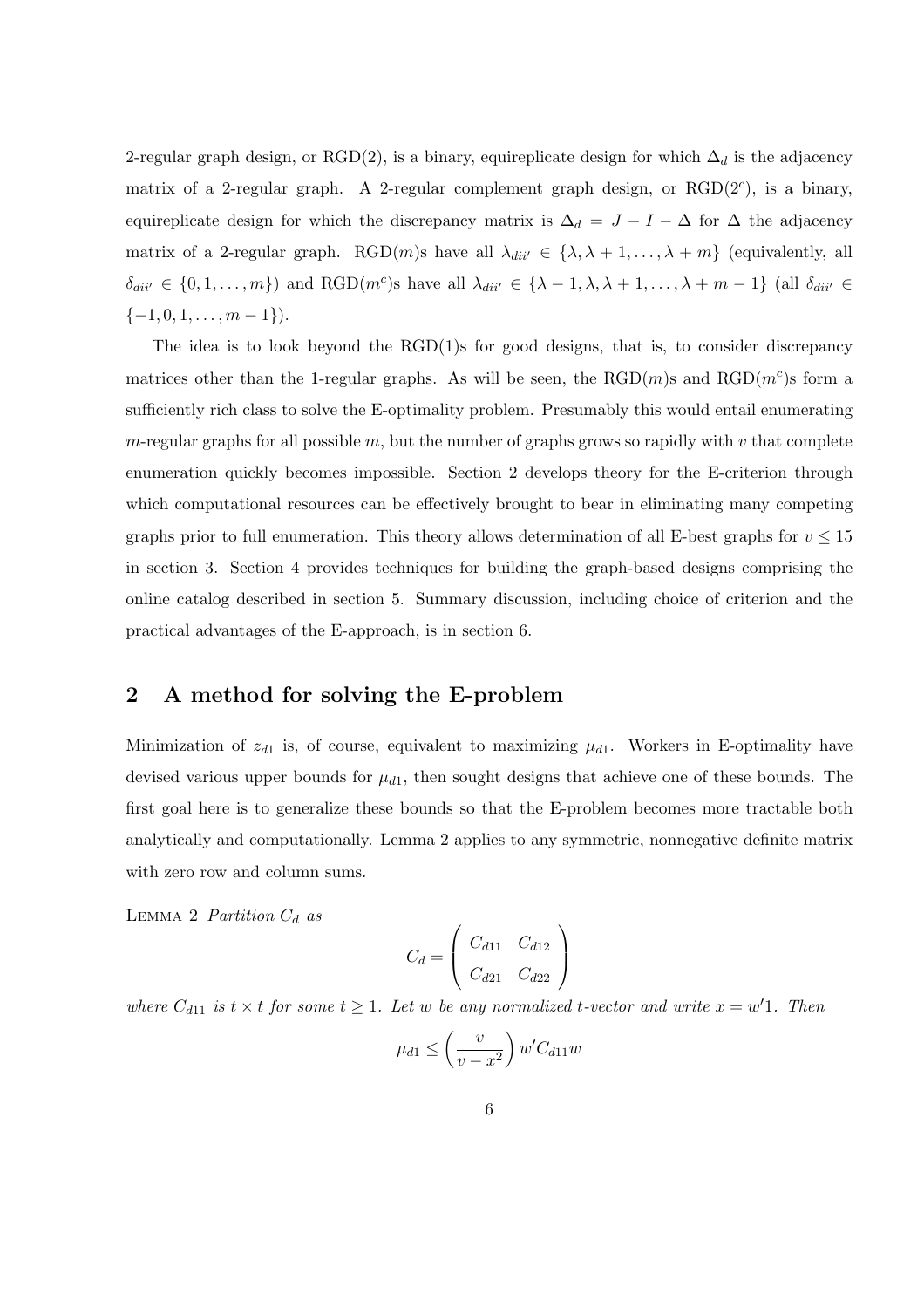2-regular graph design, or RGD(2), is a binary, equireplicate design for which $\Delta_d$ is the adjacency matrix of a 2-regular graph. A 2-regular complement graph design, or RGD($2^c$), is a binary, equireplicate design for which the discrepancy matrix is $\Delta_d = J - I - \Delta$ for $\Delta$ the adjacency matrix of a 2-regular graph. RGD($m$)s have all $\lambda_{dii'} \in \{\lambda, \lambda+1, \ldots, \lambda+m\}$ (equivalently, all $\delta_{dii'} \in \{0, 1, \ldots, m\}$) and RGD($m^c$)s have all $\lambda_{dii'} \in \{\lambda-1, \lambda, \lambda+1, \ldots, \lambda+m-1\}$ (all $\delta_{dii'} \in \{-1, 0, 1, \ldots, m-1\}$).

The idea is to look beyond the RGD(1)s for good designs, that is, to consider discrepancy matrices other than the 1-regular graphs. As will be seen, the RGD($m$)s and RGD($m^c$)s form a sufficiently rich class to solve the E-optimality problem. Presumably this would entail enumerating $m$-regular graphs for all possible $m$, but the number of graphs grows so rapidly with $v$ that complete enumeration quickly becomes impossible. Section 2 develops theory for the E-criterion through which computational resources can be effectively brought to bear in eliminating many competing graphs prior to full enumeration. This theory allows determination of all E-best graphs for $v \leq 15$ in section 3. Section 4 provides techniques for building the graph-based designs comprising the online catalog described in section 5. Summary discussion, including choice of criterion and the practical advantages of the E-approach, is in section 6.

## 2 A method for solving the E-problem

Minimization of $z_{d1}$ is, of course, equivalent to maximizing $\mu_{d1}$. Workers in E-optimality have devised various upper bounds for $\mu_{d1}$, then sought designs that achieve one of these bounds. The first goal here is to generalize these bounds so that the E-problem becomes more tractable both analytically and computationally. Lemma 2 applies to any symmetric, nonnegative definite matrix with zero row and column sums.

LEMMA 2 *Partition $C_d$ as*

$$C_d = \begin{pmatrix} C_{d11} & C_{d12} \\ C_{d21} & C_{d22} \end{pmatrix}$$

*where $C_{d11}$ is $t \times t$ for some $t \geq 1$. Let $w$ be any normalized $t$-vector and write $x = w'1$. Then*

$$\mu_{d1} \leq \left( \frac{v}{v - x^2} \right) w' C_{d11} w$$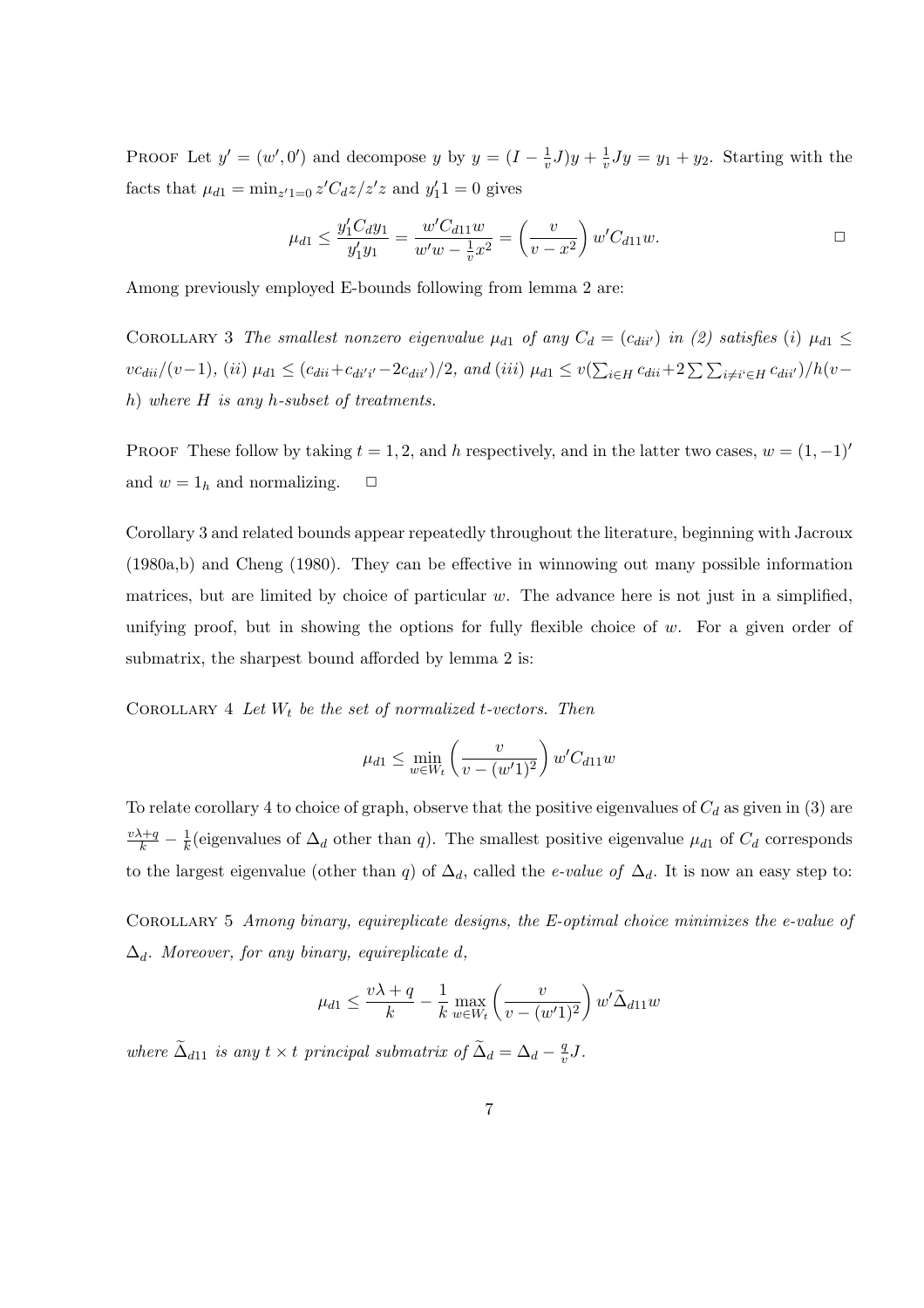PROOF Let $y' = (w', 0')$ and decompose $y$ by $y = (I - \frac{1}{v}J)y + \frac{1}{v}Jy = y_1 + y_2$. Starting with the facts that $\mu_{d1} = \min_{z'1=0} z'C_d z/z'z$ and $y_1'1 = 0$ gives

$$\mu_{d1} \leq \frac{y_1'C_d y_1}{y_1'y_1} = \frac{w'C_{d11}w}{w'w - \frac{1}{v}x^2} = \left(\frac{v}{v - x^2}\right) w'C_{d11}w. \qquad \square$$

Among previously employed E-bounds following from lemma 2 are:

COROLLARY 3 *The smallest nonzero eigenvalue $\mu_{d1}$ of any $C_d = (c_{dii'})$ in (2) satisfies (i) $\mu_{d1} \leq vc_{dii}/(v-1)$, (ii) $\mu_{d1} \leq (c_{dii}+c_{di'i'}-2c_{dii'})/2$, and (iii) $\mu_{d1} \leq v(\sum_{i\in H} c_{dii}+2\sum\sum_{i\neq i'\in H} c_{dii'})/h(v-h)$ where $H$ is any $h$-subset of treatments.*

PROOF These follow by taking $t = 1, 2$, and $h$ respectively, and in the latter two cases, $w = (1, -1)'$ and $w = 1_h$ and normalizing. $\square$

Corollary 3 and related bounds appear repeatedly throughout the literature, beginning with Jacroux (1980a,b) and Cheng (1980). They can be effective in winnowing out many possible information matrices, but are limited by choice of particular $w$. The advance here is not just in a simplified, unifying proof, but in showing the options for fully flexible choice of $w$. For a given order of submatrix, the sharpest bound afforded by lemma 2 is:

COROLLARY 4 *Let $W_t$ be the set of normalized $t$-vectors. Then*

$$\mu_{d1} \leq \min_{w\in W_t} \left(\frac{v}{v - (w'1)^2}\right) w'C_{d11}w$$

To relate corollary 4 to choice of graph, observe that the positive eigenvalues of $C_d$ as given in (3) are $\frac{v\lambda+q}{k} - \frac{1}{k}$(eigenvalues of $\Delta_d$ other than $q$). The smallest positive eigenvalue $\mu_{d1}$ of $C_d$ corresponds to the largest eigenvalue (other than $q$) of $\Delta_d$, called the *e-value of* $\Delta_d$. It is now an easy step to:

COROLLARY 5 *Among binary, equireplicate designs, the E-optimal choice minimizes the e-value of $\Delta_d$. Moreover, for any binary, equireplicate $d$,*

$$\mu_{d1} \leq \frac{v\lambda + q}{k} - \frac{1}{k} \max_{w\in W_t} \left(\frac{v}{v - (w'1)^2}\right) w'\widetilde{\Delta}_{d11}w$$

*where $\widetilde{\Delta}_{d11}$ is any $t \times t$ principal submatrix of $\widetilde{\Delta}_d = \Delta_d - \frac{q}{v}J$.*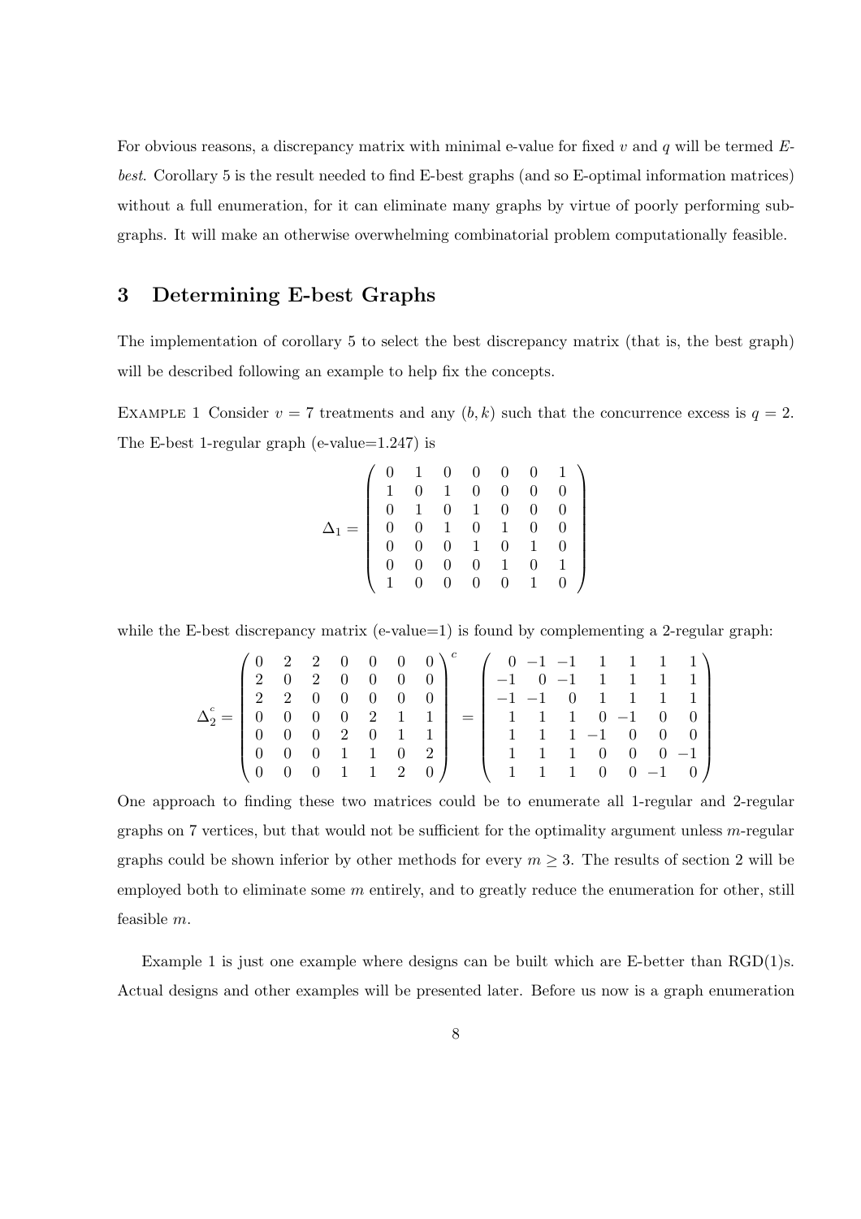For obvious reasons, a discrepancy matrix with minimal e-value for fixed $v$ and $q$ will be termed *E-best*. Corollary 5 is the result needed to find E-best graphs (and so E-optimal information matrices) without a full enumeration, for it can eliminate many graphs by virtue of poorly performing subgraphs. It will make an otherwise overwhelming combinatorial problem computationally feasible.

## 3 Determining E-best Graphs

The implementation of corollary 5 to select the best discrepancy matrix (that is, the best graph) will be described following an example to help fix the concepts.

EXAMPLE 1 Consider $v = 7$ treatments and any $(b, k)$ such that the concurrence excess is $q = 2$. The E-best 1-regular graph (e-value=1.247) is

$$\Delta_1 = \begin{pmatrix} 0 & 1 & 0 & 0 & 0 & 0 & 1 \\ 1 & 0 & 1 & 0 & 0 & 0 & 0 \\ 0 & 1 & 0 & 1 & 0 & 0 & 0 \\ 0 & 0 & 1 & 0 & 1 & 0 & 0 \\ 0 & 0 & 0 & 1 & 0 & 1 & 0 \\ 0 & 0 & 0 & 0 & 1 & 0 & 1 \\ 1 & 0 & 0 & 0 & 0 & 1 & 0 \end{pmatrix}$$

while the E-best discrepancy matrix (e-value=1) is found by complementing a 2-regular graph:

$$\Delta_2^c = \begin{pmatrix} 0 & 2 & 2 & 0 & 0 & 0 & 0 \\ 2 & 0 & 2 & 0 & 0 & 0 & 0 \\ 2 & 2 & 0 & 0 & 0 & 0 & 0 \\ 0 & 0 & 0 & 0 & 2 & 1 & 1 \\ 0 & 0 & 0 & 2 & 0 & 1 & 1 \\ 0 & 0 & 0 & 1 & 1 & 0 & 2 \\ 0 & 0 & 0 & 1 & 1 & 2 & 0 \end{pmatrix}^c = \begin{pmatrix} 0 & -1 & -1 & 1 & 1 & 1 & 1 \\ -1 & 0 & -1 & 1 & 1 & 1 & 1 \\ -1 & -1 & 0 & 1 & 1 & 1 & 1 \\ 1 & 1 & 1 & 0 & -1 & 0 & 0 \\ 1 & 1 & 1 & -1 & 0 & 0 & 0 \\ 1 & 1 & 1 & 0 & 0 & 0 & -1 \\ 1 & 1 & 1 & 0 & 0 & -1 & 0 \end{pmatrix}$$

One approach to finding these two matrices could be to enumerate all 1-regular and 2-regular graphs on 7 vertices, but that would not be sufficient for the optimality argument unless $m$-regular graphs could be shown inferior by other methods for every $m \geq 3$. The results of section 2 will be employed both to eliminate some $m$ entirely, and to greatly reduce the enumeration for other, still feasible $m$.

Example 1 is just one example where designs can be built which are E-better than RGD(1)s. Actual designs and other examples will be presented later. Before us now is a graph enumeration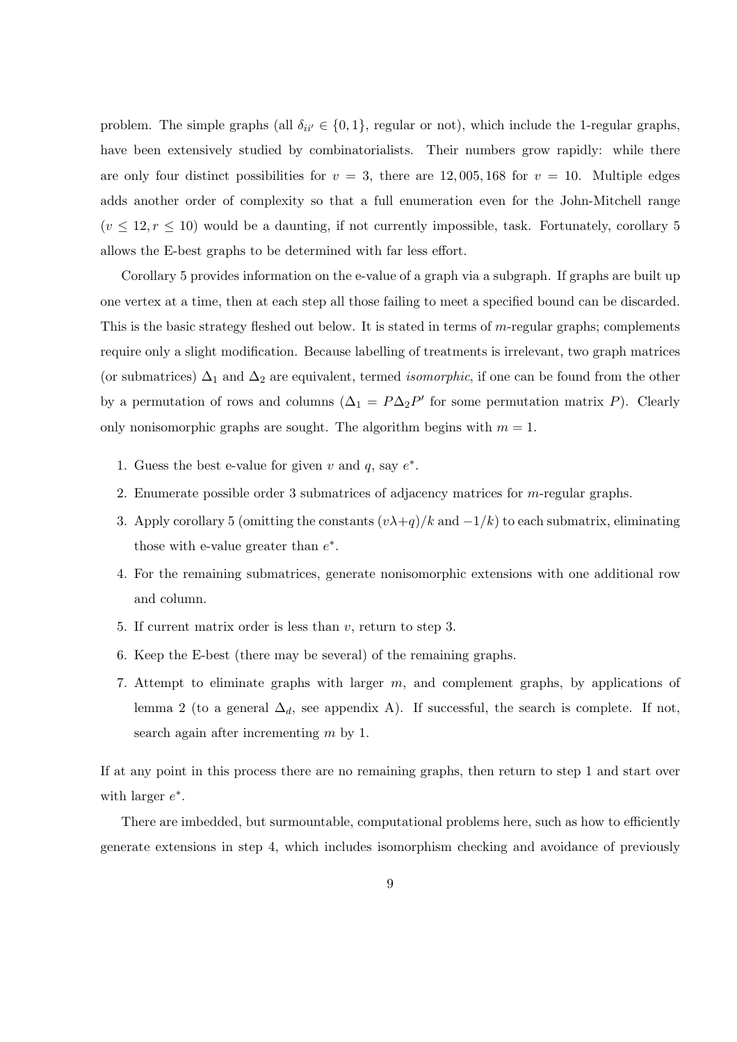problem. The simple graphs (all $\delta_{ii'} \in \{0, 1\}$, regular or not), which include the 1-regular graphs, have been extensively studied by combinatorialists. Their numbers grow rapidly: while there are only four distinct possibilities for $v = 3$, there are 12,005,168 for $v = 10$. Multiple edges adds another order of complexity so that a full enumeration even for the John-Mitchell range ($v \leq 12, r \leq 10$) would be a daunting, if not currently impossible, task. Fortunately, corollary 5 allows the E-best graphs to be determined with far less effort.

Corollary 5 provides information on the e-value of a graph via a subgraph. If graphs are built up one vertex at a time, then at each step all those failing to meet a specified bound can be discarded. This is the basic strategy fleshed out below. It is stated in terms of $m$-regular graphs; complements require only a slight modification. Because labelling of treatments is irrelevant, two graph matrices (or submatrices) $\Delta_1$ and $\Delta_2$ are equivalent, termed *isomorphic*, if one can be found from the other by a permutation of rows and columns ($\Delta_1 = P\Delta_2 P'$ for some permutation matrix $P$). Clearly only nonisomorphic graphs are sought. The algorithm begins with $m = 1$.

1. Guess the best e-value for given $v$ and $q$, say $e^*$.
2. Enumerate possible order 3 submatrices of adjacency matrices for $m$-regular graphs.
3. Apply corollary 5 (omitting the constants $(v\lambda + q)/k$ and $-1/k$) to each submatrix, eliminating those with e-value greater than $e^*$.
4. For the remaining submatrices, generate nonisomorphic extensions with one additional row and column.
5. If current matrix order is less than $v$, return to step 3.
6. Keep the E-best (there may be several) of the remaining graphs.
7. Attempt to eliminate graphs with larger $m$, and complement graphs, by applications of lemma 2 (to a general $\Delta_d$, see appendix A). If successful, the search is complete. If not, search again after incrementing $m$ by 1.

If at any point in this process there are no remaining graphs, then return to step 1 and start over with larger $e^*$.

There are imbedded, but surmountable, computational problems here, such as how to efficiently generate extensions in step 4, which includes isomorphism checking and avoidance of previously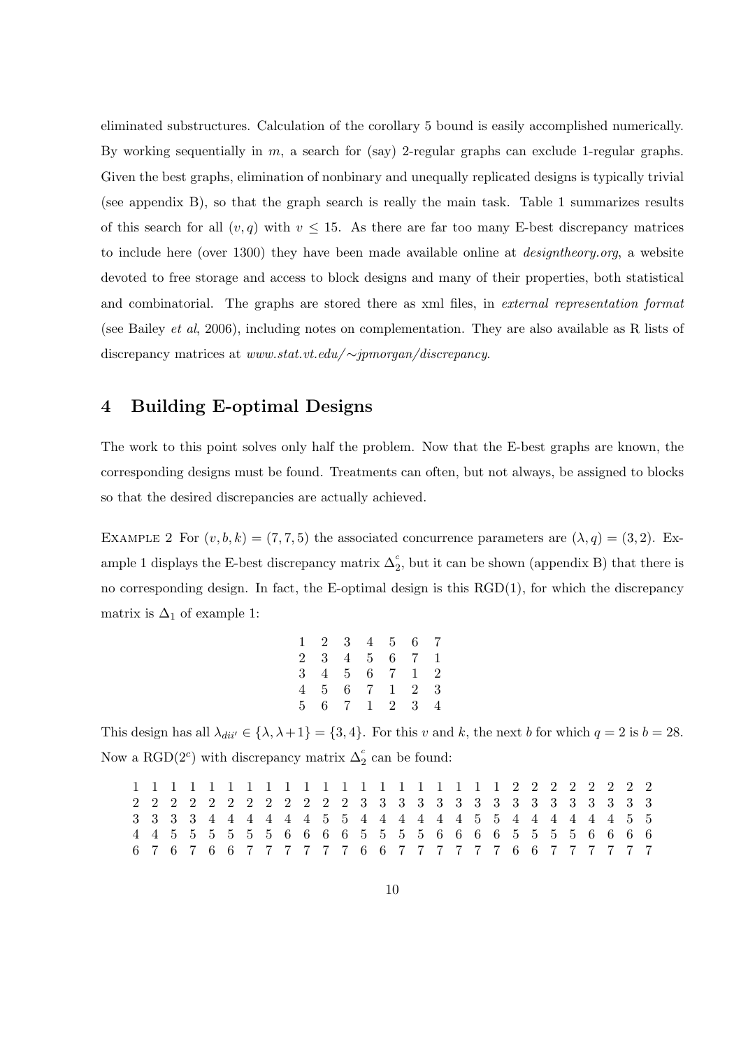eliminated substructures. Calculation of the corollary 5 bound is easily accomplished numerically. By working sequentially in $m$, a search for (say) 2-regular graphs can exclude 1-regular graphs. Given the best graphs, elimination of nonbinary and unequally replicated designs is typically trivial (see appendix B), so that the graph search is really the main task. Table 1 summarizes results of this search for all $(v, q)$ with $v \leq 15$. As there are far too many E-best discrepancy matrices to include here (over 1300) they have been made available online at *designtheory.org*, a website devoted to free storage and access to block designs and many of their properties, both statistical and combinatorial. The graphs are stored there as xml files, in *external representation format* (see Bailey *et al*, 2006), including notes on complementation. They are also available as R lists of discrepancy matrices at *www.stat.vt.edu/∼jpmorgan/discrepancy*.

## 4 Building E-optimal Designs

The work to this point solves only half the problem. Now that the E-best graphs are known, the corresponding designs must be found. Treatments can often, but not always, be assigned to blocks so that the desired discrepancies are actually achieved.

Example 2 For $(v, b, k) = (7, 7, 5)$ the associated concurrence parameters are $(\lambda, q) = (3, 2)$. Example 1 displays the E-best discrepancy matrix $\Delta_2^c$, but it can be shown (appendix B) that there is no corresponding design. In fact, the E-optimal design is this RGD(1), for which the discrepancy matrix is $\Delta_1$ of example 1:

```
1 2 3 4 5 6 7
2 3 4 5 6 7 1
3 4 5 6 7 1 2
4 5 6 7 1 2 3
5 6 7 1 2 3 4
```

This design has all $\lambda_{dii'} \in \{\lambda, \lambda+1\} = \{3, 4\}$. For this $v$ and $k$, the next $b$ for which $q = 2$ is $b = 28$. Now a RGD($2^c$) with discrepancy matrix $\Delta_2^c$ can be found:

```
1 1 1 1 1 1 1 1 1 1 1 1 1 1 1 1 1 1 1 1 2 2 2 2 2 2 2 2
2 2 2 2 2 2 2 2 2 2 2 2 3 3 3 3 3 3 3 3 3 3 3 3 3 3 3 3
3 3 3 3 4 4 4 4 4 4 5 5 4 4 4 4 4 4 5 5 4 4 4 4 4 4 5 5
4 4 5 5 5 5 5 5 6 6 6 6 5 5 5 5 6 6 6 6 5 5 5 5 6 6 6 6
6 7 6 7 6 6 7 7 7 7 7 7 6 6 7 7 7 7 7 7 6 6 7 7 7 7 7 7
```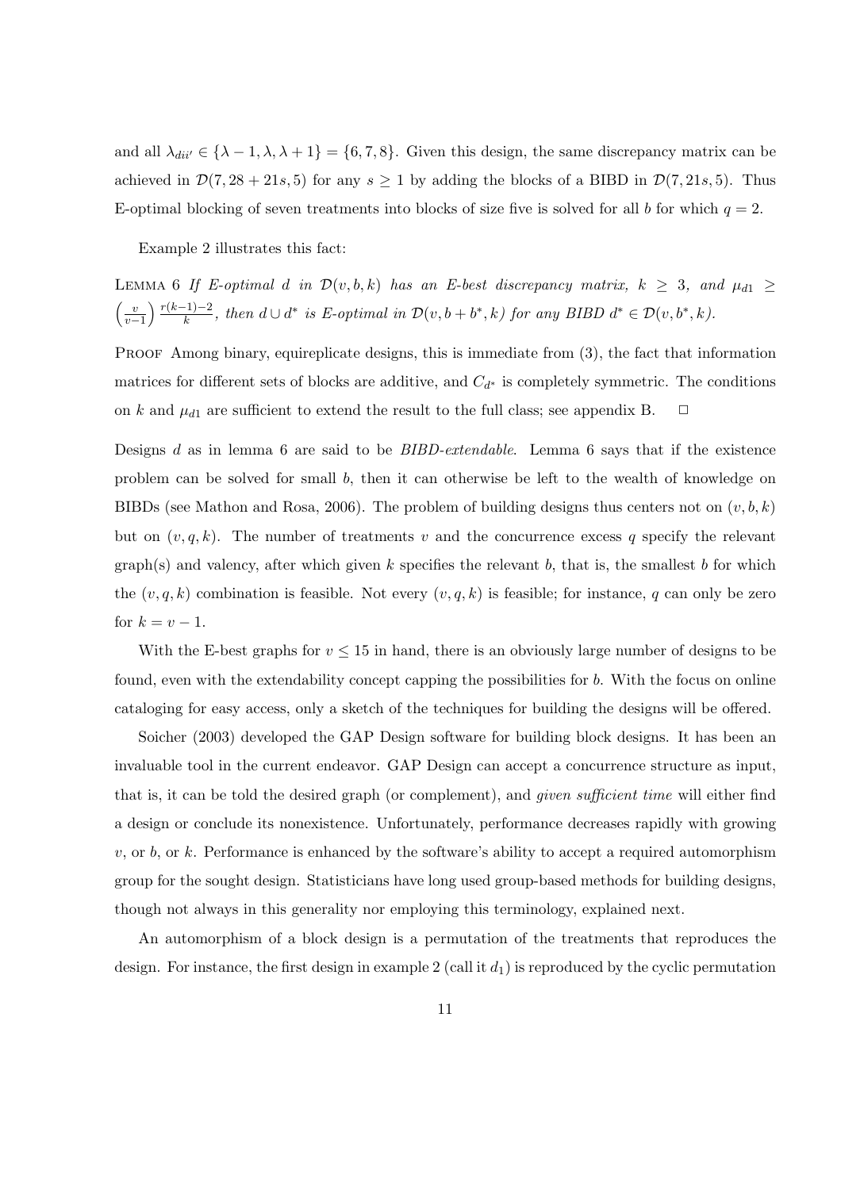and all $\lambda_{dii'} \in \{\lambda - 1, \lambda, \lambda + 1\} = \{6, 7, 8\}$. Given this design, the same discrepancy matrix can be achieved in $\mathcal{D}(7, 28 + 21s, 5)$ for any $s \geq 1$ by adding the blocks of a BIBD in $\mathcal{D}(7, 21s, 5)$. Thus E-optimal blocking of seven treatments into blocks of size five is solved for all $b$ for which $q = 2$.

Example 2 illustrates this fact:

LEMMA 6 *If E-optimal $d$ in $\mathcal{D}(v, b, k)$ has an E-best discrepancy matrix, $k \geq 3$, and $\mu_{d1} \geq \left(\frac{v}{v-1}\right) \frac{r(k-1)-2}{k}$, then $d \cup d^*$ is E-optimal in $\mathcal{D}(v, b + b^*, k)$ for any BIBD $d^* \in \mathcal{D}(v, b^*, k)$.*

PROOF Among binary, equireplicate designs, this is immediate from (3), the fact that information matrices for different sets of blocks are additive, and $C_{d^*}$ is completely symmetric. The conditions on $k$ and $\mu_{d1}$ are sufficient to extend the result to the full class; see appendix B. $\square$

Designs $d$ as in lemma 6 are said to be *BIBD-extendable*. Lemma 6 says that if the existence problem can be solved for small $b$, then it can otherwise be left to the wealth of knowledge on BIBDs (see Mathon and Rosa, 2006). The problem of building designs thus centers not on $(v, b, k)$ but on $(v, q, k)$. The number of treatments $v$ and the concurrence excess $q$ specify the relevant graph(s) and valency, after which given $k$ specifies the relevant $b$, that is, the smallest $b$ for which the $(v, q, k)$ combination is feasible. Not every $(v, q, k)$ is feasible; for instance, $q$ can only be zero for $k = v - 1$.

With the E-best graphs for $v \leq 15$ in hand, there is an obviously large number of designs to be found, even with the extendability concept capping the possibilities for $b$. With the focus on online cataloging for easy access, only a sketch of the techniques for building the designs will be offered.

Soicher (2003) developed the GAP Design software for building block designs. It has been an invaluable tool in the current endeavor. GAP Design can accept a concurrence structure as input, that is, it can be told the desired graph (or complement), and *given sufficient time* will either find a design or conclude its nonexistence. Unfortunately, performance decreases rapidly with growing $v$, or $b$, or $k$. Performance is enhanced by the software's ability to accept a required automorphism group for the sought design. Statisticians have long used group-based methods for building designs, though not always in this generality nor employing this terminology, explained next.

An automorphism of a block design is a permutation of the treatments that reproduces the design. For instance, the first design in example 2 (call it $d_1$) is reproduced by the cyclic permutation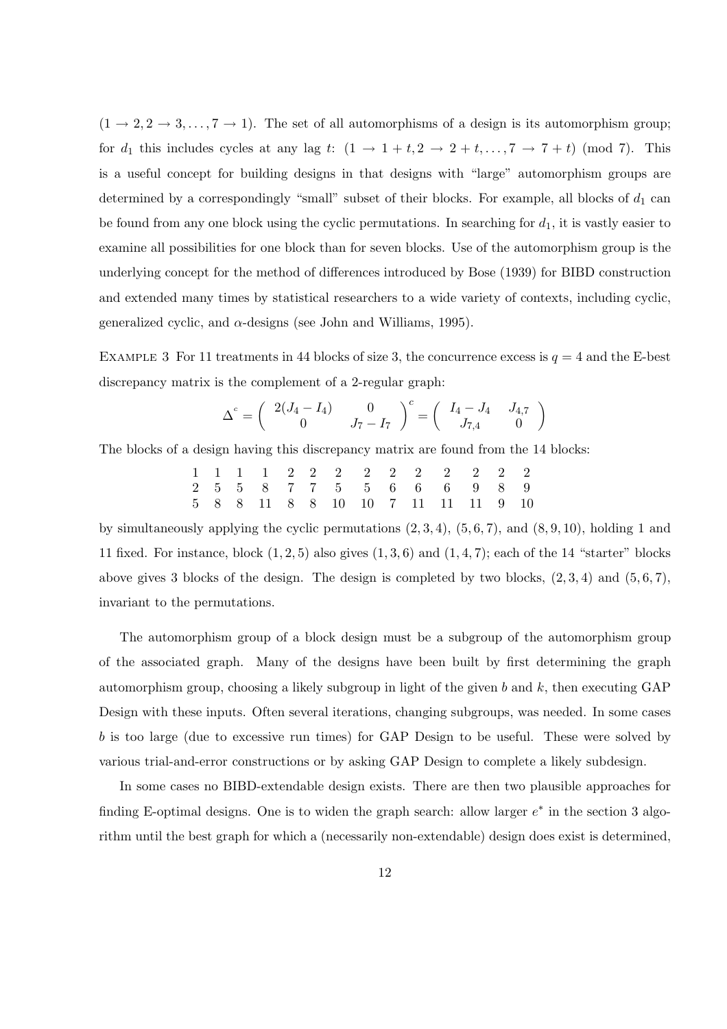$(1 \to 2, 2 \to 3, \ldots, 7 \to 1)$. The set of all automorphisms of a design is its automorphism group; for $d_1$ this includes cycles at any lag $t$: $(1 \to 1+t, 2 \to 2+t, \ldots, 7 \to 7+t)$ (mod 7). This is a useful concept for building designs in that designs with "large" automorphism groups are determined by a correspondingly "small" subset of their blocks. For example, all blocks of $d_1$ can be found from any one block using the cyclic permutations. In searching for $d_1$, it is vastly easier to examine all possibilities for one block than for seven blocks. Use of the automorphism group is the underlying concept for the method of differences introduced by Bose (1939) for BIBD construction and extended many times by statistical researchers to a wide variety of contexts, including cyclic, generalized cyclic, and $\alpha$-designs (see John and Williams, 1995).

Example 3 For 11 treatments in 44 blocks of size 3, the concurrence excess is $q = 4$ and the E-best discrepancy matrix is the complement of a 2-regular graph:

$$\Delta^c = \begin{pmatrix} 2(J_4 - I_4) & 0 \\ 0 & J_7 - I_7 \end{pmatrix}^c = \begin{pmatrix} I_4 - J_4 & J_{4,7} \\ J_{7,4} & 0 \end{pmatrix}$$

The blocks of a design having this discrepancy matrix are found from the 14 blocks:

| | | | | | | | | | | | | | |
|---|---|---|---|---|---|---|---|---|---|---|---|---|---|
| 1 | 1 | 1 | 1 | 2 | 2 | 2 | 2 | 2 | 2 | 2 | 2 | 2 | 2 |
| 2 | 5 | 5 | 8 | 7 | 7 | 5 | 5 | 6 | 6 | 6 | 9 | 8 | 9 |
| 5 | 8 | 8 | 11 | 8 | 8 | 10 | 10 | 7 | 11 | 11 | 11 | 9 | 10 |

by simultaneously applying the cyclic permutations $(2, 3, 4)$, $(5, 6, 7)$, and $(8, 9, 10)$, holding 1 and 11 fixed. For instance, block $(1, 2, 5)$ also gives $(1, 3, 6)$ and $(1, 4, 7)$; each of the 14 "starter" blocks above gives 3 blocks of the design. The design is completed by two blocks, $(2, 3, 4)$ and $(5, 6, 7)$, invariant to the permutations.

The automorphism group of a block design must be a subgroup of the automorphism group of the associated graph. Many of the designs have been built by first determining the graph automorphism group, choosing a likely subgroup in light of the given $b$ and $k$, then executing GAP Design with these inputs. Often several iterations, changing subgroups, was needed. In some cases $b$ is too large (due to excessive run times) for GAP Design to be useful. These were solved by various trial-and-error constructions or by asking GAP Design to complete a likely subdesign.

In some cases no BIBD-extendable design exists. There are then two plausible approaches for finding E-optimal designs. One is to widen the graph search: allow larger $e^*$ in the section 3 algorithm until the best graph for which a (necessarily non-extendable) design does exist is determined,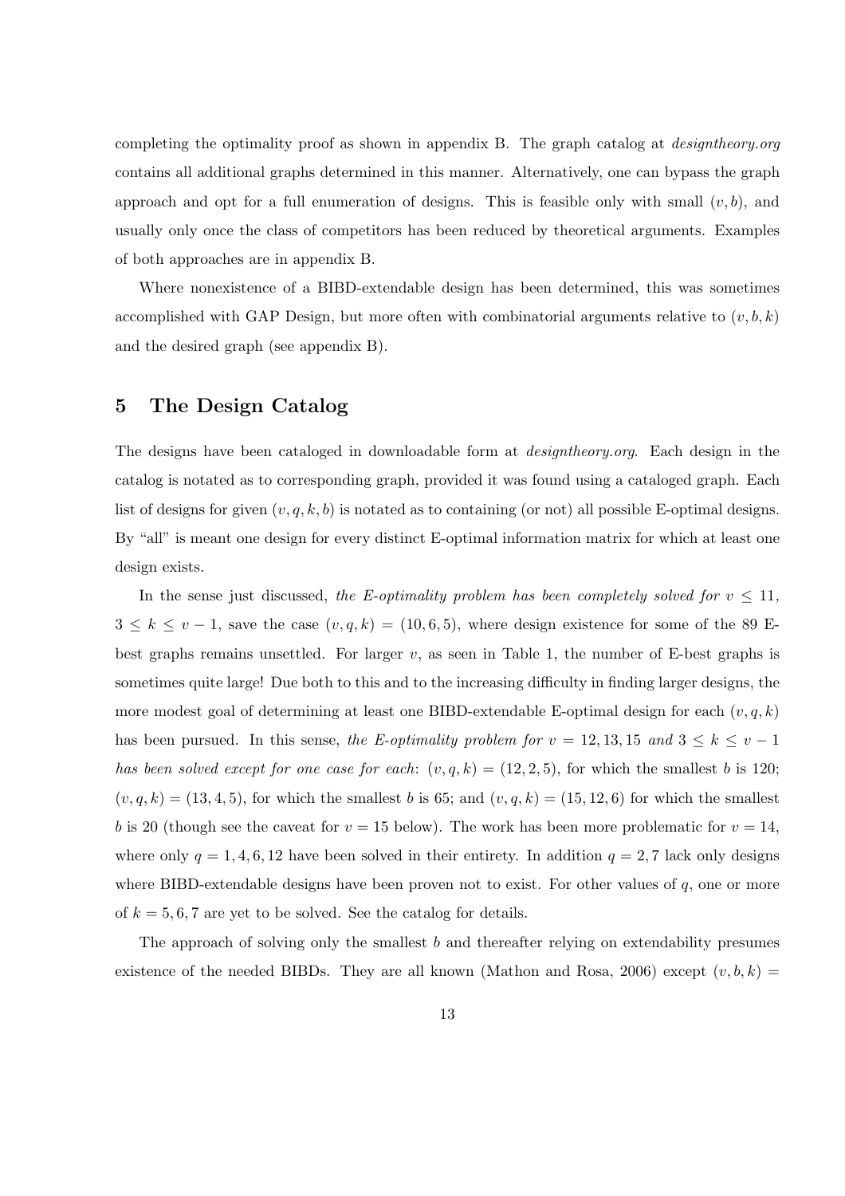completing the optimality proof as shown in appendix B. The graph catalog at *designtheory.org* contains all additional graphs determined in this manner. Alternatively, one can bypass the graph approach and opt for a full enumeration of designs. This is feasible only with small $(v, b)$, and usually only once the class of competitors has been reduced by theoretical arguments. Examples of both approaches are in appendix B.

Where nonexistence of a BIBD-extendable design has been determined, this was sometimes accomplished with GAP Design, but more often with combinatorial arguments relative to $(v, b, k)$ and the desired graph (see appendix B).

# 5 The Design Catalog

The designs have been cataloged in downloadable form at *designtheory.org*. Each design in the catalog is notated as to corresponding graph, provided it was found using a cataloged graph. Each list of designs for given $(v, q, k, b)$ is notated as to containing (or not) all possible E-optimal designs. By "all" is meant one design for every distinct E-optimal information matrix for which at least one design exists.

In the sense just discussed, *the E-optimality problem has been completely solved for $v \leq 11$, $3 \leq k \leq v-1$,* save the case $(v, q, k) = (10, 6, 5)$, where design existence for some of the 89 E-best graphs remains unsettled. For larger $v$, as seen in Table 1, the number of E-best graphs is sometimes quite large! Due both to this and to the increasing difficulty in finding larger designs, the more modest goal of determining at least one BIBD-extendable E-optimal design for each $(v, q, k)$ has been pursued. In this sense, *the E-optimality problem for $v = 12, 13, 15$ and $3 \leq k \leq v-1$ has been solved except for one case for each*: $(v, q, k) = (12, 2, 5)$, for which the smallest $b$ is 120; $(v, q, k) = (13, 4, 5)$, for which the smallest $b$ is 65; and $(v, q, k) = (15, 12, 6)$ for which the smallest $b$ is 20 (though see the caveat for $v = 15$ below). The work has been more problematic for $v = 14$, where only $q = 1, 4, 6, 12$ have been solved in their entirety. In addition $q = 2, 7$ lack only designs where BIBD-extendable designs have been proven not to exist. For other values of $q$, one or more of $k = 5, 6, 7$ are yet to be solved. See the catalog for details.

The approach of solving only the smallest $b$ and thereafter relying on extendability presumes existence of the needed BIBDs. They are all known (Mathon and Rosa, 2006) except $(v, b, k) =$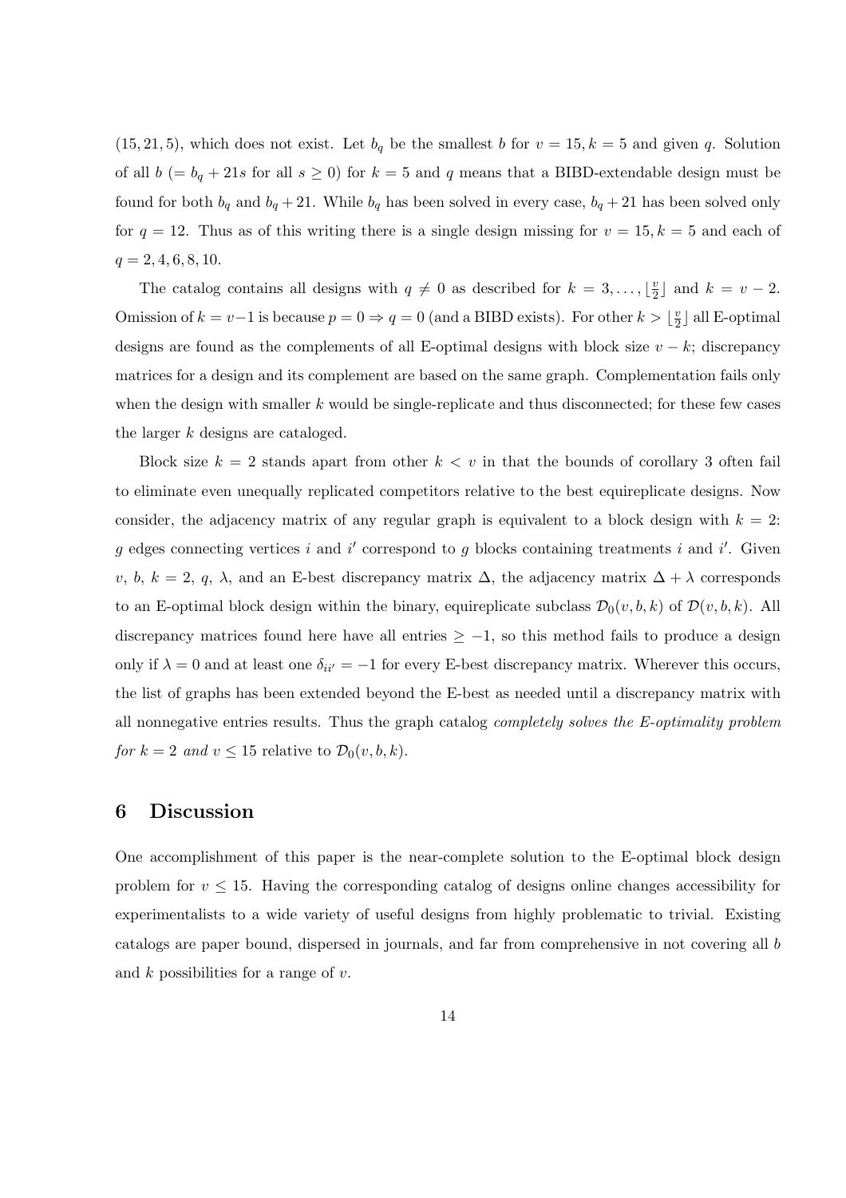(15, 21, 5), which does not exist. Let $b_q$ be the smallest $b$ for $v = 15, k = 5$ and given $q$. Solution of all $b$ ($= b_q + 21s$ for all $s \geq 0$) for $k = 5$ and $q$ means that a BIBD-extendable design must be found for both $b_q$ and $b_q + 21$. While $b_q$ has been solved in every case, $b_q + 21$ has been solved only for $q = 12$. Thus as of this writing there is a single design missing for $v = 15, k = 5$ and each of $q = 2, 4, 6, 8, 10$.

The catalog contains all designs with $q \neq 0$ as described for $k = 3, \ldots, \lfloor \frac{v}{2} \rfloor$ and $k = v - 2$. Omission of $k = v-1$ is because $p = 0 \Rightarrow q = 0$ (and a BIBD exists). For other $k > \lfloor \frac{v}{2} \rfloor$ all E-optimal designs are found as the complements of all E-optimal designs with block size $v - k$; discrepancy matrices for a design and its complement are based on the same graph. Complementation fails only when the design with smaller $k$ would be single-replicate and thus disconnected; for these few cases the larger $k$ designs are cataloged.

Block size $k = 2$ stands apart from other $k < v$ in that the bounds of corollary 3 often fail to eliminate even unequally replicated competitors relative to the best equireplicate designs. Now consider, the adjacency matrix of any regular graph is equivalent to a block design with $k = 2$: $g$ edges connecting vertices $i$ and $i'$ correspond to $g$ blocks containing treatments $i$ and $i'$. Given $v$, $b$, $k = 2$, $q$, $\lambda$, and an E-best discrepancy matrix $\Delta$, the adjacency matrix $\Delta + \lambda$ corresponds to an E-optimal block design within the binary, equireplicate subclass $\mathcal{D}_0(v, b, k)$ of $\mathcal{D}(v, b, k)$. All discrepancy matrices found here have all entries $\geq -1$, so this method fails to produce a design only if $\lambda = 0$ and at least one $\delta_{ii'} = -1$ for every E-best discrepancy matrix. Wherever this occurs, the list of graphs has been extended beyond the E-best as needed until a discrepancy matrix with all nonnegative entries results. Thus the graph catalog *completely solves the E-optimality problem for $k = 2$ and $v \leq 15$* relative to $\mathcal{D}_0(v, b, k)$.

## 6 Discussion

One accomplishment of this paper is the near-complete solution to the E-optimal block design problem for $v \leq 15$. Having the corresponding catalog of designs online changes accessibility for experimentalists to a wide variety of useful designs from highly problematic to trivial. Existing catalogs are paper bound, dispersed in journals, and far from comprehensive in not covering all $b$ and $k$ possibilities for a range of $v$.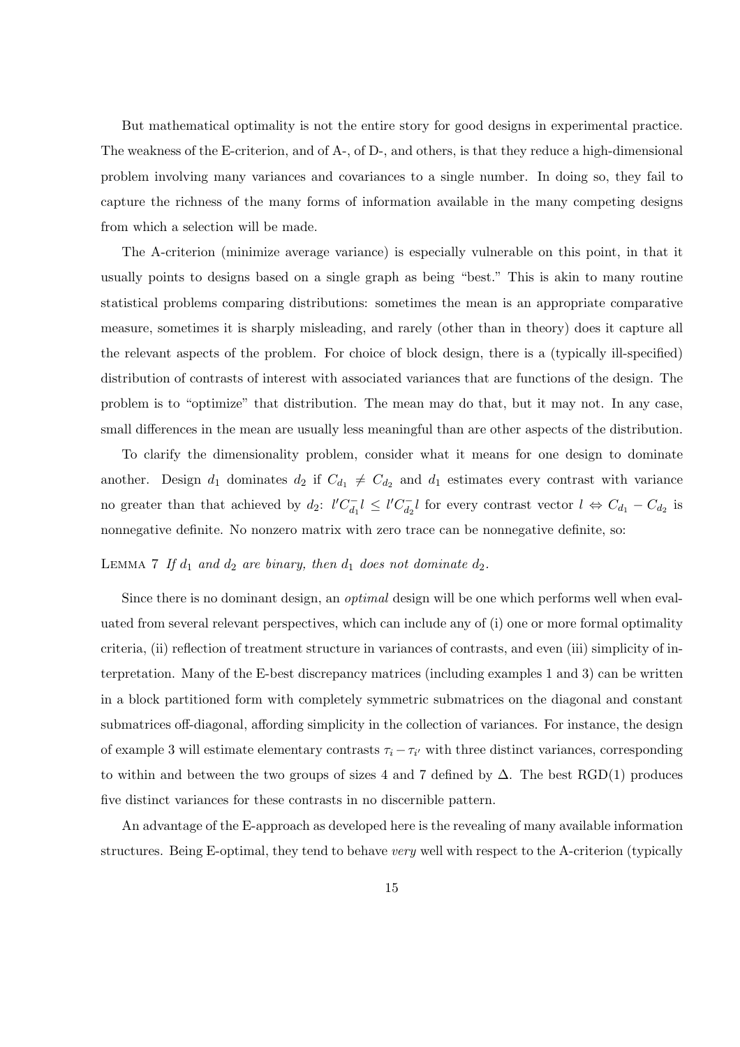But mathematical optimality is not the entire story for good designs in experimental practice. The weakness of the E-criterion, and of A-, of D-, and others, is that they reduce a high-dimensional problem involving many variances and covariances to a single number. In doing so, they fail to capture the richness of the many forms of information available in the many competing designs from which a selection will be made.

The A-criterion (minimize average variance) is especially vulnerable on this point, in that it usually points to designs based on a single graph as being "best." This is akin to many routine statistical problems comparing distributions: sometimes the mean is an appropriate comparative measure, sometimes it is sharply misleading, and rarely (other than in theory) does it capture all the relevant aspects of the problem. For choice of block design, there is a (typically ill-specified) distribution of contrasts of interest with associated variances that are functions of the design. The problem is to "optimize" that distribution. The mean may do that, but it may not. In any case, small differences in the mean are usually less meaningful than are other aspects of the distribution.

To clarify the dimensionality problem, consider what it means for one design to dominate another. Design $d_1$ dominates $d_2$ if $C_{d_1} \neq C_{d_2}$ and $d_1$ estimates every contrast with variance no greater than that achieved by $d_2$: $l'C_{d_1}^{-}l \leq l'C_{d_2}^{-}l$ for every contrast vector $l \Leftrightarrow C_{d_1} - C_{d_2}$ is nonnegative definite. No nonzero matrix with zero trace can be nonnegative definite, so:

Lemma 7 *If $d_1$ and $d_2$ are binary, then $d_1$ does not dominate $d_2$.*

Since there is no dominant design, an *optimal* design will be one which performs well when evaluated from several relevant perspectives, which can include any of (i) one or more formal optimality criteria, (ii) reflection of treatment structure in variances of contrasts, and even (iii) simplicity of interpretation. Many of the E-best discrepancy matrices (including examples 1 and 3) can be written in a block partitioned form with completely symmetric submatrices on the diagonal and constant submatrices off-diagonal, affording simplicity in the collection of variances. For instance, the design of example 3 will estimate elementary contrasts $\tau_i - \tau_{i'}$ with three distinct variances, corresponding to within and between the two groups of sizes 4 and 7 defined by $\Delta$. The best RGD(1) produces five distinct variances for these contrasts in no discernible pattern.

An advantage of the E-approach as developed here is the revealing of many available information structures. Being E-optimal, they tend to behave *very* well with respect to the A-criterion (typically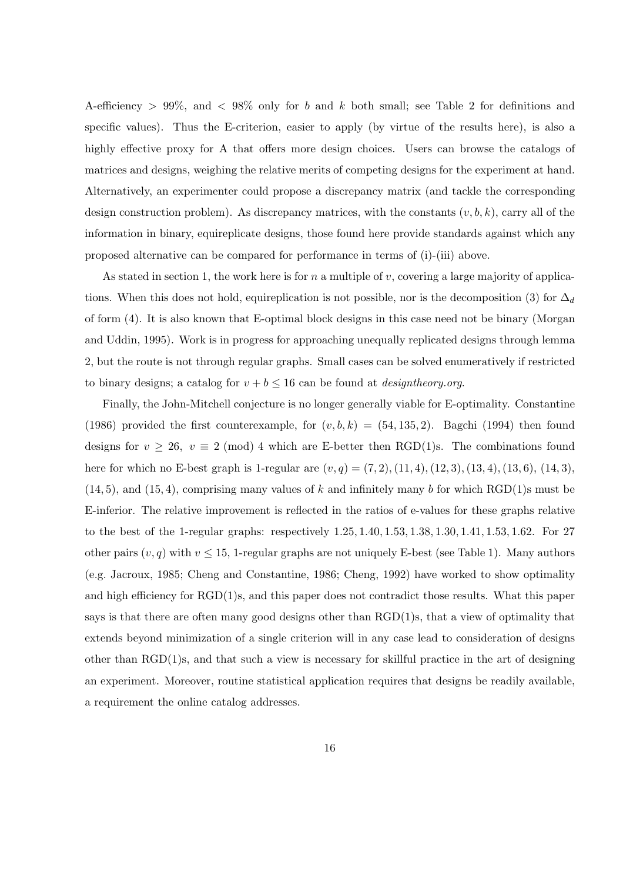A-efficiency $> 99\%$, and $< 98\%$ only for $b$ and $k$ both small; see Table 2 for definitions and specific values). Thus the E-criterion, easier to apply (by virtue of the results here), is also a highly effective proxy for A that offers more design choices. Users can browse the catalogs of matrices and designs, weighing the relative merits of competing designs for the experiment at hand. Alternatively, an experimenter could propose a discrepancy matrix (and tackle the corresponding design construction problem). As discrepancy matrices, with the constants $(v, b, k)$, carry all of the information in binary, equireplicate designs, those found here provide standards against which any proposed alternative can be compared for performance in terms of (i)-(iii) above.

As stated in section 1, the work here is for $n$ a multiple of $v$, covering a large majority of applications. When this does not hold, equireplication is not possible, nor is the decomposition (3) for $\Delta_d$ of form (4). It is also known that E-optimal block designs in this case need not be binary (Morgan and Uddin, 1995). Work is in progress for approaching unequally replicated designs through lemma 2, but the route is not through regular graphs. Small cases can be solved enumeratively if restricted to binary designs; a catalog for $v + b \leq 16$ can be found at *designtheory.org*.

Finally, the John-Mitchell conjecture is no longer generally viable for E-optimality. Constantine (1986) provided the first counterexample, for $(v, b, k) = (54, 135, 2)$. Bagchi (1994) then found designs for $v \geq 26$, $v \equiv 2 \pmod 4$ which are E-better then RGD(1)s. The combinations found here for which no E-best graph is 1-regular are $(v, q) = (7, 2), (11, 4), (12, 3), (13, 4), (13, 6)$, $(14, 3)$, $(14, 5)$, and $(15, 4)$, comprising many values of $k$ and infinitely many $b$ for which RGD(1)s must be E-inferior. The relative improvement is reflected in the ratios of e-values for these graphs relative to the best of the 1-regular graphs: respectively $1.25, 1.40, 1.53, 1.38, 1.30, 1.41, 1.53, 1.62$. For 27 other pairs $(v, q)$ with $v \leq 15$, 1-regular graphs are not uniquely E-best (see Table 1). Many authors (e.g. Jacroux, 1985; Cheng and Constantine, 1986; Cheng, 1992) have worked to show optimality and high efficiency for RGD(1)s, and this paper does not contradict those results. What this paper says is that there are often many good designs other than RGD(1)s, that a view of optimality that extends beyond minimization of a single criterion will in any case lead to consideration of designs other than RGD(1)s, and that such a view is necessary for skillful practice in the art of designing an experiment. Moreover, routine statistical application requires that designs be readily available, a requirement the online catalog addresses.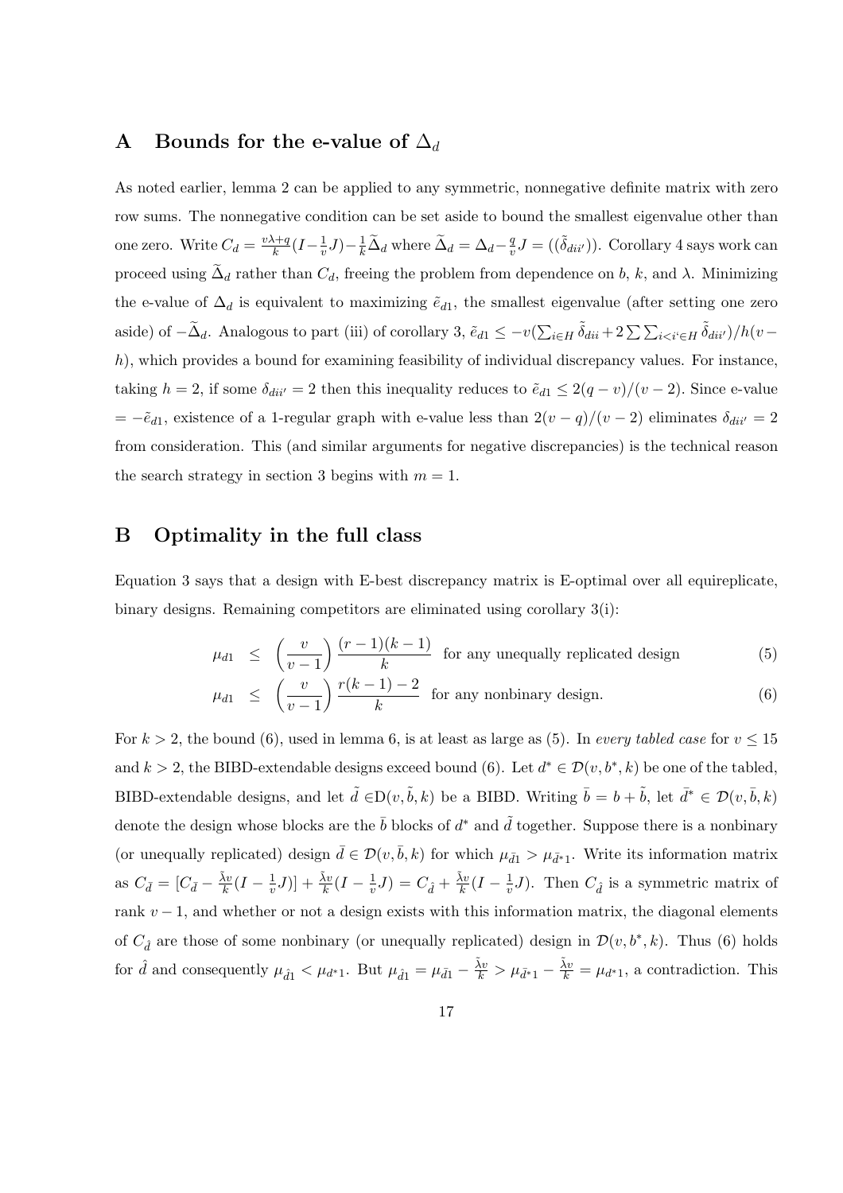# A Bounds for the e-value of $\Delta_d$

As noted earlier, lemma 2 can be applied to any symmetric, nonnegative definite matrix with zero row sums. The nonnegative condition can be set aside to bound the smallest eigenvalue other than one zero. Write $C_d = \frac{v\lambda+q}{k}(I-\frac{1}{v}J)-\frac{1}{k}\widetilde{\Delta}_d$ where $\widetilde{\Delta}_d = \Delta_d - \frac{q}{v}J = ((\tilde{\delta}_{dii'}))$. Corollary 4 says work can proceed using $\widetilde{\Delta}_d$ rather than $C_d$, freeing the problem from dependence on $b$, $k$, and $\lambda$. Minimizing the e-value of $\Delta_d$ is equivalent to maximizing $\tilde{e}_{d1}$, the smallest eigenvalue (after setting one zero aside) of $-\widetilde{\Delta}_d$. Analogous to part (iii) of corollary 3, $\tilde{e}_{d1} \leq -v(\sum_{i\in H}\tilde{\delta}_{dii} + 2\sum\sum_{i<i'\in H}\tilde{\delta}_{dii'})/h(v-h)$, which provides a bound for examining feasibility of individual discrepancy values. For instance, taking $h=2$, if some $\delta_{dii'}=2$ then this inequality reduces to $\tilde{e}_{d1} \leq 2(q-v)/(v-2)$. Since e-value $= -\tilde{e}_{d1}$, existence of a 1-regular graph with e-value less than $2(v-q)/(v-2)$ eliminates $\delta_{dii'}=2$ from consideration. This (and similar arguments for negative discrepancies) is the technical reason the search strategy in section 3 begins with $m=1$.

# B Optimality in the full class

Equation 3 says that a design with E-best discrepancy matrix is E-optimal over all equireplicate, binary designs. Remaining competitors are eliminated using corollary 3(i):

$$\mu_{d1} \leq \left(\frac{v}{v-1}\right)\frac{(r-1)(k-1)}{k} \quad \text{for any unequally replicated design} \tag{5}$$

$$\mu_{d1} \leq \left(\frac{v}{v-1}\right)\frac{r(k-1)-2}{k} \quad \text{for any nonbinary design.} \tag{6}$$

For $k>2$, the bound (6), used in lemma 6, is at least as large as (5). In *every tabled case* for $v \leq 15$ and $k>2$, the BIBD-extendable designs exceed bound (6). Let $d^* \in \mathcal{D}(v, b^*, k)$ be one of the tabled, BIBD-extendable designs, and let $\tilde{d} \in \mathrm{D}(v, \tilde{b}, k)$ be a BIBD. Writing $\bar{b} = b + \tilde{b}$, let $\bar{d}^* \in \mathcal{D}(v, \bar{b}, k)$ denote the design whose blocks are the $\bar{b}$ blocks of $d^*$ and $\tilde{d}$ together. Suppose there is a nonbinary (or unequally replicated) design $\bar{d} \in \mathcal{D}(v, \bar{b}, k)$ for which $\mu_{\bar{d}1} > \mu_{\bar{d}^*1}$. Write its information matrix as $C_{\bar{d}} = [C_{\bar{d}} - \frac{\tilde{\lambda}v}{k}(I-\frac{1}{v}J)] + \frac{\tilde{\lambda}v}{k}(I-\frac{1}{v}J) = C_{\hat{d}} + \frac{\tilde{\lambda}v}{k}(I-\frac{1}{v}J)$. Then $C_{\hat{d}}$ is a symmetric matrix of rank $v-1$, and whether or not a design exists with this information matrix, the diagonal elements of $C_{\hat{d}}$ are those of some nonbinary (or unequally replicated) design in $\mathcal{D}(v, b^*, k)$. Thus (6) holds for $\hat{d}$ and consequently $\mu_{\hat{d}1} < \mu_{d^*1}$. But $\mu_{\hat{d}1} = \mu_{\bar{d}1} - \frac{\tilde{\lambda}v}{k} > \mu_{\bar{d}^*1} - \frac{\tilde{\lambda}v}{k} = \mu_{d^*1}$, a contradiction. This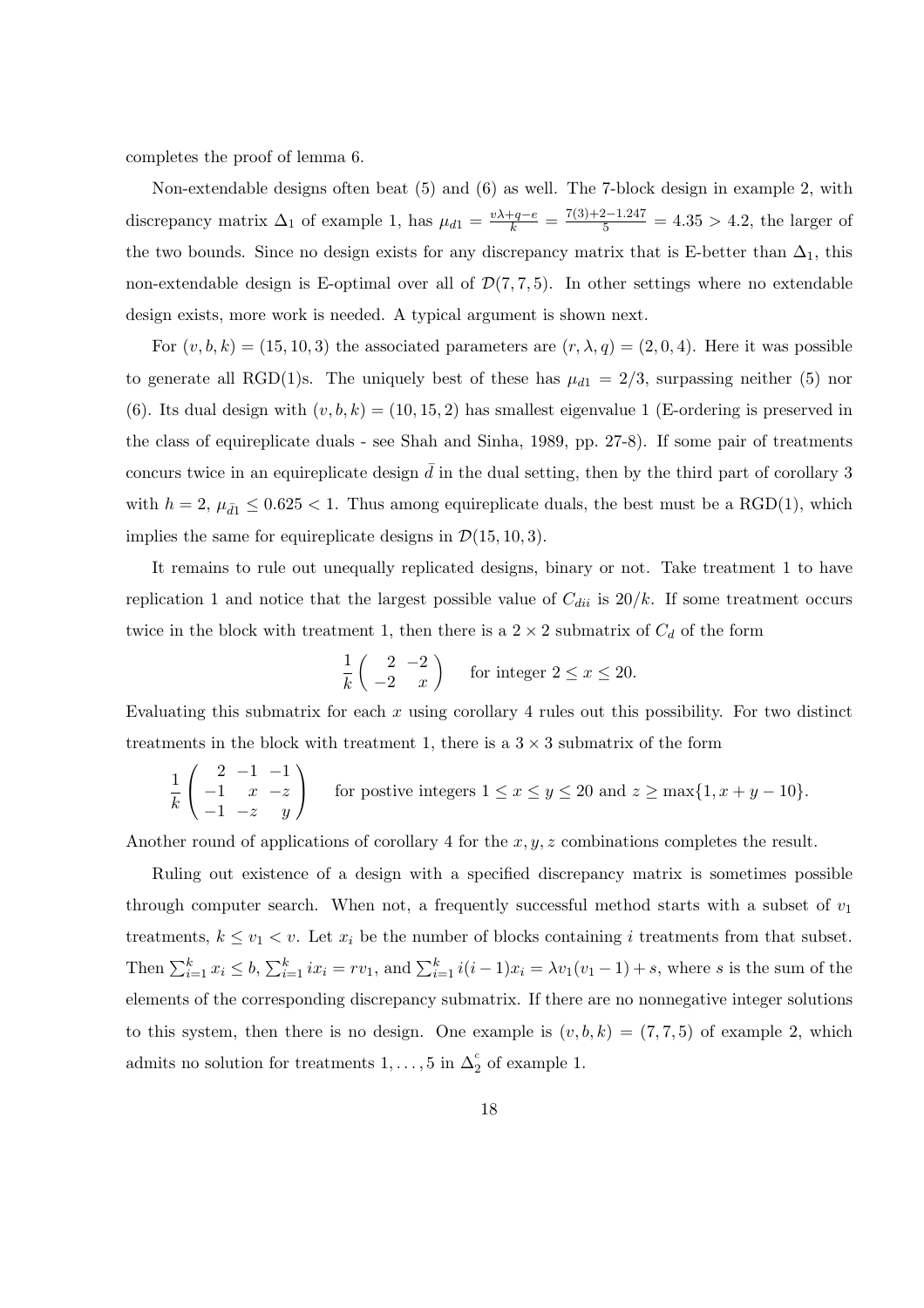completes the proof of lemma 6.

Non-extendable designs often beat (5) and (6) as well. The 7-block design in example 2, with discrepancy matrix $\Delta_1$ of example 1, has $\mu_{d1} = \frac{v\lambda+q-e}{k} = \frac{7(3)+2-1.247}{5} = 4.35 > 4.2$, the larger of the two bounds. Since no design exists for any discrepancy matrix that is E-better than $\Delta_1$, this non-extendable design is E-optimal over all of $\mathcal{D}(7,7,5)$. In other settings where no extendable design exists, more work is needed. A typical argument is shown next.

For $(v,b,k) = (15,10,3)$ the associated parameters are $(r,\lambda,q) = (2,0,4)$. Here it was possible to generate all RGD(1)s. The uniquely best of these has $\mu_{d1} = 2/3$, surpassing neither (5) nor (6). Its dual design with $(v,b,k) = (10,15,2)$ has smallest eigenvalue 1 (E-ordering is preserved in the class of equireplicate duals - see Shah and Sinha, 1989, pp. 27-8). If some pair of treatments concurs twice in an equireplicate design $\bar{d}$ in the dual setting, then by the third part of corollary 3 with $h=2$, $\mu_{\bar{d}1} \leq 0.625 < 1$. Thus among equireplicate duals, the best must be a RGD(1), which implies the same for equireplicate designs in $\mathcal{D}(15,10,3)$.

It remains to rule out unequally replicated designs, binary or not. Take treatment 1 to have replication 1 and notice that the largest possible value of $C_{dii}$ is $20/k$. If some treatment occurs twice in the block with treatment 1, then there is a $2\times 2$ submatrix of $C_d$ of the form

$$\frac{1}{k}\begin{pmatrix} 2 & -2 \\ -2 & x \end{pmatrix} \quad \text{for integer } 2 \leq x \leq 20.$$

Evaluating this submatrix for each $x$ using corollary 4 rules out this possibility. For two distinct treatments in the block with treatment 1, there is a $3\times 3$ submatrix of the form

$$\frac{1}{k}\begin{pmatrix} 2 & -1 & -1 \\ -1 & x & -z \\ -1 & -z & y \end{pmatrix} \quad \text{for postive integers } 1 \leq x \leq y \leq 20 \text{ and } z \geq \max\{1, x+y-10\}.$$

Another round of applications of corollary 4 for the $x,y,z$ combinations completes the result.

Ruling out existence of a design with a specified discrepancy matrix is sometimes possible through computer search. When not, a frequently successful method starts with a subset of $v_1$ treatments, $k \leq v_1 < v$. Let $x_i$ be the number of blocks containing $i$ treatments from that subset. Then $\sum_{i=1}^{k} x_i \leq b$, $\sum_{i=1}^{k} i x_i = r v_1$, and $\sum_{i=1}^{k} i(i-1)x_i = \lambda v_1(v_1-1)+s$, where $s$ is the sum of the elements of the corresponding discrepancy submatrix. If there are no nonnegative integer solutions to this system, then there is no design. One example is $(v,b,k) = (7,7,5)$ of example 2, which admits no solution for treatments $1,\ldots,5$ in $\Delta_2^c$ of example 1.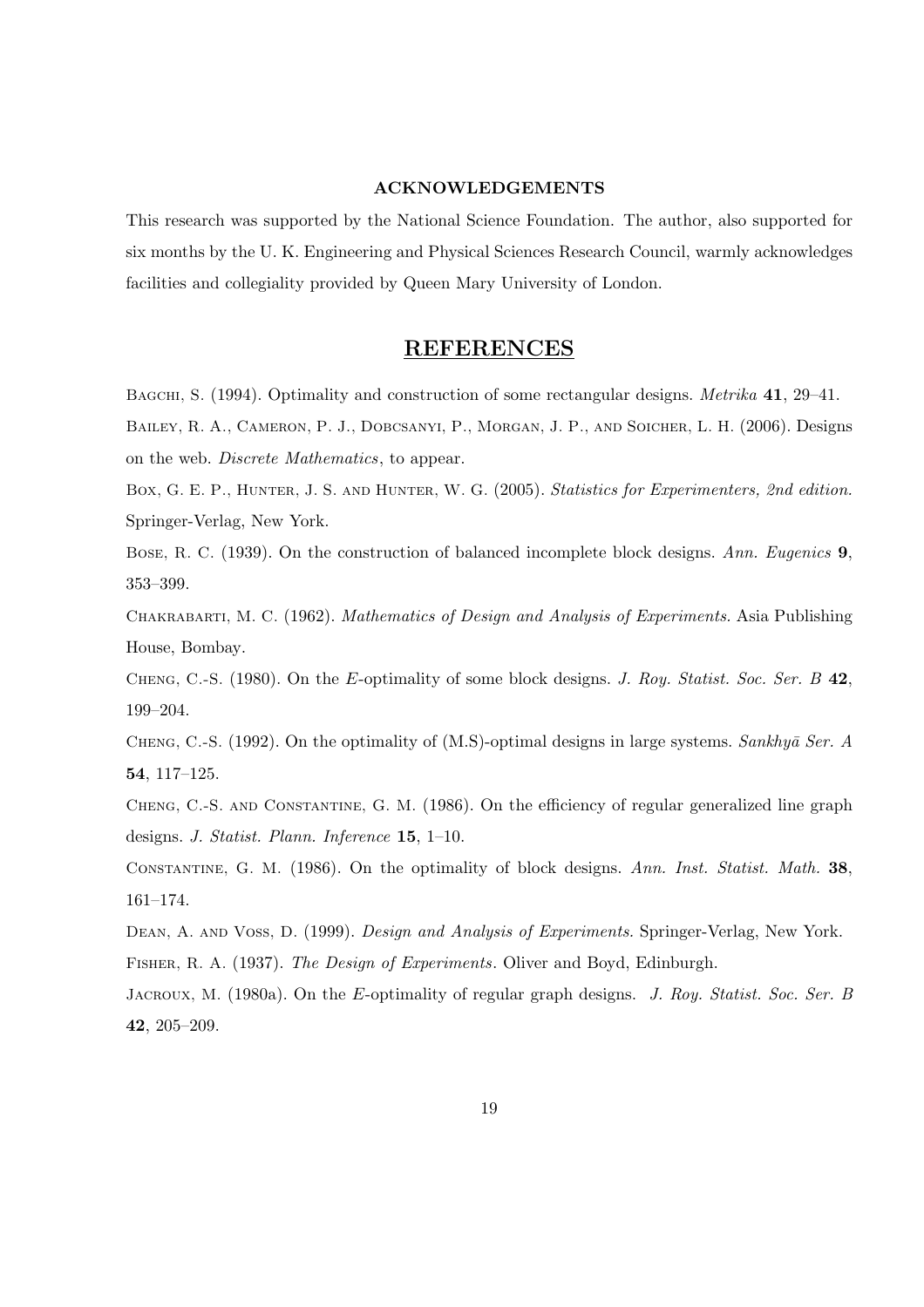**ACKNOWLEDGEMENTS**

This research was supported by the National Science Foundation. The author, also supported for six months by the U. K. Engineering and Physical Sciences Research Council, warmly acknowledges facilities and collegiality provided by Queen Mary University of London.

## REFERENCES

Bagchi, S. (1994). Optimality and construction of some rectangular designs. *Metrika* **41**, 29–41.

Bailey, R. A., Cameron, P. J., Dobcsanyi, P., Morgan, J. P., and Soicher, L. H. (2006). Designs on the web. *Discrete Mathematics*, to appear.

Box, G. E. P., Hunter, J. S. and Hunter, W. G. (2005). *Statistics for Experimenters, 2nd edition.* Springer-Verlag, New York.

Bose, R. C. (1939). On the construction of balanced incomplete block designs. *Ann. Eugenics* **9**, 353–399.

Chakrabarti, M. C. (1962). *Mathematics of Design and Analysis of Experiments.* Asia Publishing House, Bombay.

Cheng, C.-S. (1980). On the $E$-optimality of some block designs. *J. Roy. Statist. Soc. Ser. B* **42**, 199–204.

Cheng, C.-S. (1992). On the optimality of (M.S)-optimal designs in large systems. *Sankhyā Ser. A* **54**, 117–125.

Cheng, C.-S. and Constantine, G. M. (1986). On the efficiency of regular generalized line graph designs. *J. Statist. Plann. Inference* **15**, 1–10.

Constantine, G. M. (1986). On the optimality of block designs. *Ann. Inst. Statist. Math.* **38**, 161–174.

Dean, A. and Voss, D. (1999). *Design and Analysis of Experiments.* Springer-Verlag, New York.

Fisher, R. A. (1937). *The Design of Experiments*. Oliver and Boyd, Edinburgh.

Jacroux, M. (1980a). On the $E$-optimality of regular graph designs. *J. Roy. Statist. Soc. Ser. B* **42**, 205–209.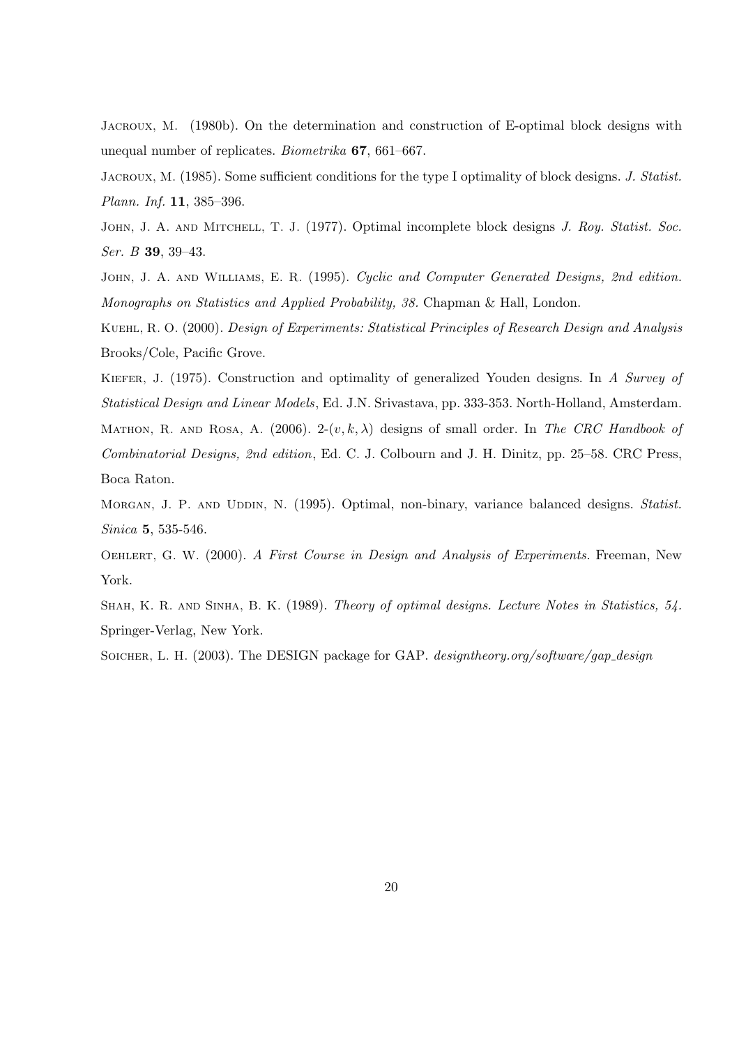Jacroux, M. (1980b). On the determination and construction of E-optimal block designs with unequal number of replicates. *Biometrika* **67**, 661–667.

Jacroux, M. (1985). Some sufficient conditions for the type I optimality of block designs. *J. Statist. Plann. Inf.* **11**, 385–396.

John, J. A. and Mitchell, T. J. (1977). Optimal incomplete block designs *J. Roy. Statist. Soc. Ser. B* **39**, 39–43.

John, J. A. and Williams, E. R. (1995). *Cyclic and Computer Generated Designs, 2nd edition. Monographs on Statistics and Applied Probability, 38.* Chapman & Hall, London.

Kuehl, R. O. (2000). *Design of Experiments: Statistical Principles of Research Design and Analysis* Brooks/Cole, Pacific Grove.

Kiefer, J. (1975). Construction and optimality of generalized Youden designs. In *A Survey of Statistical Design and Linear Models*, Ed. J.N. Srivastava, pp. 333-353. North-Holland, Amsterdam.

Mathon, R. and Rosa, A. (2006). 2-$(v, k, \lambda)$ designs of small order. In *The CRC Handbook of Combinatorial Designs, 2nd edition*, Ed. C. J. Colbourn and J. H. Dinitz, pp. 25–58. CRC Press, Boca Raton.

Morgan, J. P. and Uddin, N. (1995). Optimal, non-binary, variance balanced designs. *Statist. Sinica* **5**, 535-546.

Oehlert, G. W. (2000). *A First Course in Design and Analysis of Experiments.* Freeman, New York.

Shah, K. R. and Sinha, B. K. (1989). *Theory of optimal designs. Lecture Notes in Statistics, 54.* Springer-Verlag, New York.

Soicher, L. H. (2003). The DESIGN package for GAP. *designtheory.org/software/gap_design*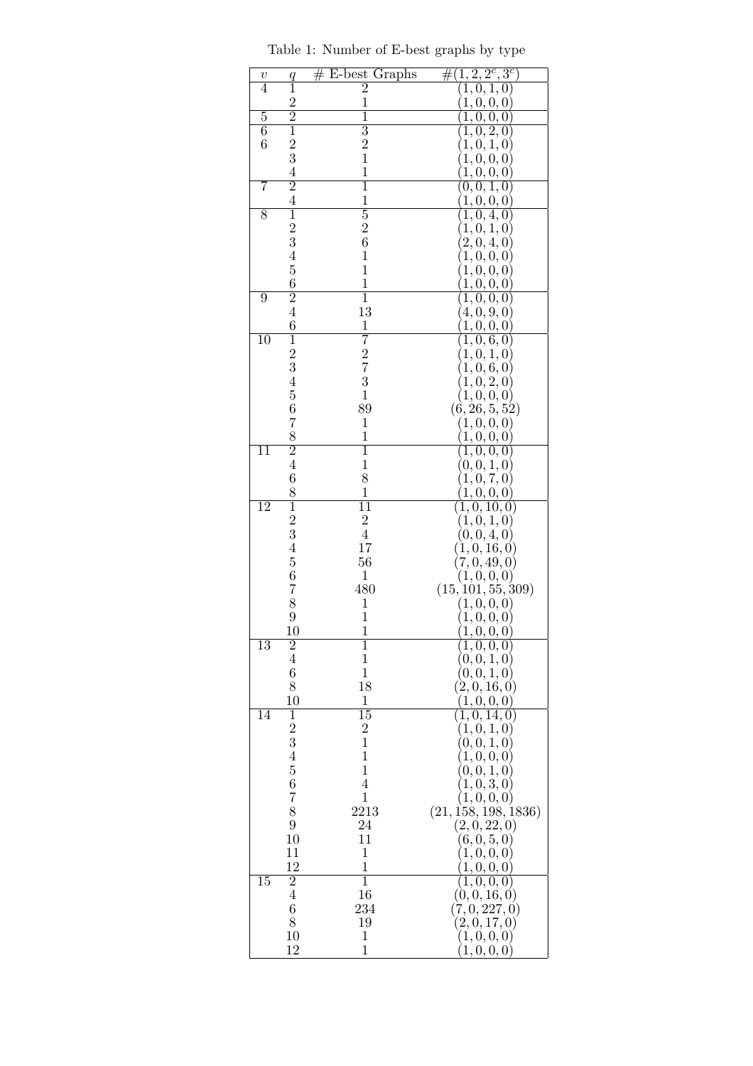Table 1: Number of E-best graphs by type

| $v$ | $q$ | # E-best Graphs | $\#(1, 2, 2^c, 3^c)$ |
|---|---|---|---|
| 4 | 1 | 2 | $(1, 0, 1, 0)$ |
| | 2 | 1 | $(1, 0, 0, 0)$ |
| 5 | 2 | 1 | $(1, 0, 0, 0)$ |
| 6 | 1 | 3 | $(1, 0, 2, 0)$ |
| 6 | 2 | 2 | $(1, 0, 1, 0)$ |
| | 3 | 1 | $(1, 0, 0, 0)$ |
| | 4 | 1 | $(1, 0, 0, 0)$ |
| 7 | 2 | 1 | $(0, 0, 1, 0)$ |
| | 4 | 1 | $(1, 0, 0, 0)$ |
| 8 | 1 | 5 | $(1, 0, 4, 0)$ |
| | 2 | 2 | $(1, 0, 1, 0)$ |
| | 3 | 6 | $(2, 0, 4, 0)$ |
| | 4 | 1 | $(1, 0, 0, 0)$ |
| | 5 | 1 | $(1, 0, 0, 0)$ |
| | 6 | 1 | $(1, 0, 0, 0)$ |
| 9 | 2 | 1 | $(1, 0, 0, 0)$ |
| | 4 | 13 | $(4, 0, 9, 0)$ |
| | 6 | 1 | $(1, 0, 0, 0)$ |
| 10 | 1 | 7 | $(1, 0, 6, 0)$ |
| | 2 | 2 | $(1, 0, 1, 0)$ |
| | 3 | 7 | $(1, 0, 6, 0)$ |
| | 4 | 3 | $(1, 0, 2, 0)$ |
| | 5 | 1 | $(1, 0, 0, 0)$ |
| | 6 | 89 | $(6, 26, 5, 52)$ |
| | 7 | 1 | $(1, 0, 0, 0)$ |
| | 8 | 1 | $(1, 0, 0, 0)$ |
| 11 | 2 | 1 | $(1, 0, 0, 0)$ |
| | 4 | 1 | $(0, 0, 1, 0)$ |
| | 6 | 8 | $(1, 0, 7, 0)$ |
| | 8 | 1 | $(1, 0, 0, 0)$ |
| 12 | 1 | 11 | $(1, 0, 10, 0)$ |
| | 2 | 2 | $(1, 0, 1, 0)$ |
| | 3 | 4 | $(0, 0, 4, 0)$ |
| | 4 | 17 | $(1, 0, 16, 0)$ |
| | 5 | 56 | $(7, 0, 49, 0)$ |
| | 6 | 1 | $(1, 0, 0, 0)$ |
| | 7 | 480 | $(15, 101, 55, 309)$ |
| | 8 | 1 | $(1, 0, 0, 0)$ |
| | 9 | 1 | $(1, 0, 0, 0)$ |
| | 10 | 1 | $(1, 0, 0, 0)$ |
| 13 | 2 | 1 | $(1, 0, 0, 0)$ |
| | 4 | 1 | $(0, 0, 1, 0)$ |
| | 6 | 1 | $(0, 0, 1, 0)$ |
| | 8 | 18 | $(2, 0, 16, 0)$ |
| | 10 | 1 | $(1, 0, 0, 0)$ |
| 14 | 1 | 15 | $(1, 0, 14, 0)$ |
| | 2 | 2 | $(1, 0, 1, 0)$ |
| | 3 | 1 | $(0, 0, 1, 0)$ |
| | 4 | 1 | $(1, 0, 0, 0)$ |
| | 5 | 1 | $(0, 0, 1, 0)$ |
| | 6 | 4 | $(1, 0, 3, 0)$ |
| | 7 | 1 | $(1, 0, 0, 0)$ |
| | 8 | 2213 | $(21, 158, 198, 1836)$ |
| | 9 | 24 | $(2, 0, 22, 0)$ |
| | 10 | 11 | $(6, 0, 5, 0)$ |
| | 11 | 1 | $(1, 0, 0, 0)$ |
| | 12 | 1 | $(1, 0, 0, 0)$ |
| 15 | 2 | 1 | $(1, 0, 0, 0)$ |
| | 4 | 16 | $(0, 0, 16, 0)$ |
| | 6 | 234 | $(7, 0, 227, 0)$ |
| | 8 | 19 | $(2, 0, 17, 0)$ |
| | 10 | 1 | $(1, 0, 0, 0)$ |
| | 12 | 1 | $(1, 0, 0, 0)$ |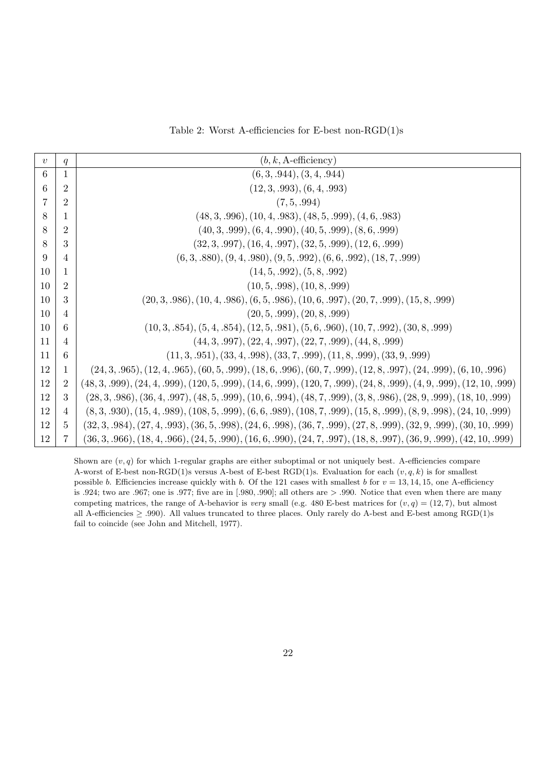Table 2: Worst A-efficiencies for E-best non-RGD(1)s

| $v$ | $q$ | $(b, k, \text{A-efficiency})$ |
|---|---|---|
| 6 | 1 | $(6, 3, .944), (3, 4, .944)$ |
| 6 | 2 | $(12, 3, .993), (6, 4, .993)$ |
| 7 | 2 | $(7, 5, .994)$ |
| 8 | 1 | $(48, 3, .996), (10, 4, .983), (48, 5, .999), (4, 6, .983)$ |
| 8 | 2 | $(40, 3, .999), (6, 4, .990), (40, 5, .999), (8, 6, .999)$ |
| 8 | 3 | $(32, 3, .997), (16, 4, .997), (32, 5, .999), (12, 6, .999)$ |
| 9 | 4 | $(6, 3, .880), (9, 4, .980), (9, 5, .992), (6, 6, .992), (18, 7, .999)$ |
| 10 | 1 | $(14, 5, .992), (5, 8, .992)$ |
| 10 | 2 | $(10, 5, .998), (10, 8, .999)$ |
| 10 | 3 | $(20, 3, .986), (10, 4, .986), (6, 5, .986), (10, 6, .997), (20, 7, .999), (15, 8, .999)$ |
| 10 | 4 | $(20, 5, .999), (20, 8, .999)$ |
| 10 | 6 | $(10, 3, .854), (5, 4, .854), (12, 5, .981), (5, 6, .960), (10, 7, .992), (30, 8, .999)$ |
| 11 | 4 | $(44, 3, .997), (22, 4, .997), (22, 7, .999), (44, 8, .999)$ |
| 11 | 6 | $(11, 3, .951), (33, 4, .998), (33, 7, .999), (11, 8, .999), (33, 9, .999)$ |
| 12 | 1 | $(24, 3, .965), (12, 4, .965), (60, 5, .999), (18, 6, .996), (60, 7, .999), (12, 8, .997), (24, .999), (6, 10, .996)$ |
| 12 | 2 | $(48, 3, .999), (24, 4, .999), (120, 5, .999), (14, 6, .999), (120, 7, .999), (24, 8, .999), (4, 9, .999), (12, 10, .999)$ |
| 12 | 3 | $(28, 3, .986), (36, 4, .997), (48, 5, .999), (10, 6, .994), (48, 7, .999), (3, 8, .986), (28, 9, .999), (18, 10, .999)$ |
| 12 | 4 | $(8, 3, .930), (15, 4, .989), (108, 5, .999), (6, 6, .989), (108, 7, .999), (15, 8, .999), (8, 9, .998), (24, 10, .999)$ |
| 12 | 5 | $(32, 3, .984), (27, 4, .993), (36, 5, .998), (24, 6, .998), (36, 7, .999), (27, 8, .999), (32, 9, .999), (30, 10, .999)$ |
| 12 | 7 | $(36, 3, .966), (18, 4, .966), (24, 5, .990), (16, 6, .990), (24, 7, .997), (18, 8, .997), (36, 9, .999), (42, 10, .999)$ |

Shown are $(v, q)$ for which 1-regular graphs are either suboptimal or not uniquely best. A-efficiencies compare A-worst of E-best non-RGD(1)s versus A-best of E-best RGD(1)s. Evaluation for each $(v, q, k)$ is for smallest possible $b$. Efficiencies increase quickly with $b$. Of the 121 cases with smallest $b$ for $v = 13, 14, 15$, one A-efficiency is .924; two are .967; one is .977; five are in [.980, .990]; all others are $> .990$. Notice that even when there are many competing matrices, the range of A-behavior is *very* small (e.g. 480 E-best matrices for $(v, q) = (12, 7)$, but almost all A-efficiencies $\geq .990$). All values truncated to three places. Only rarely do A-best and E-best among RGD(1)s fail to coincide (see John and Mitchell, 1977).